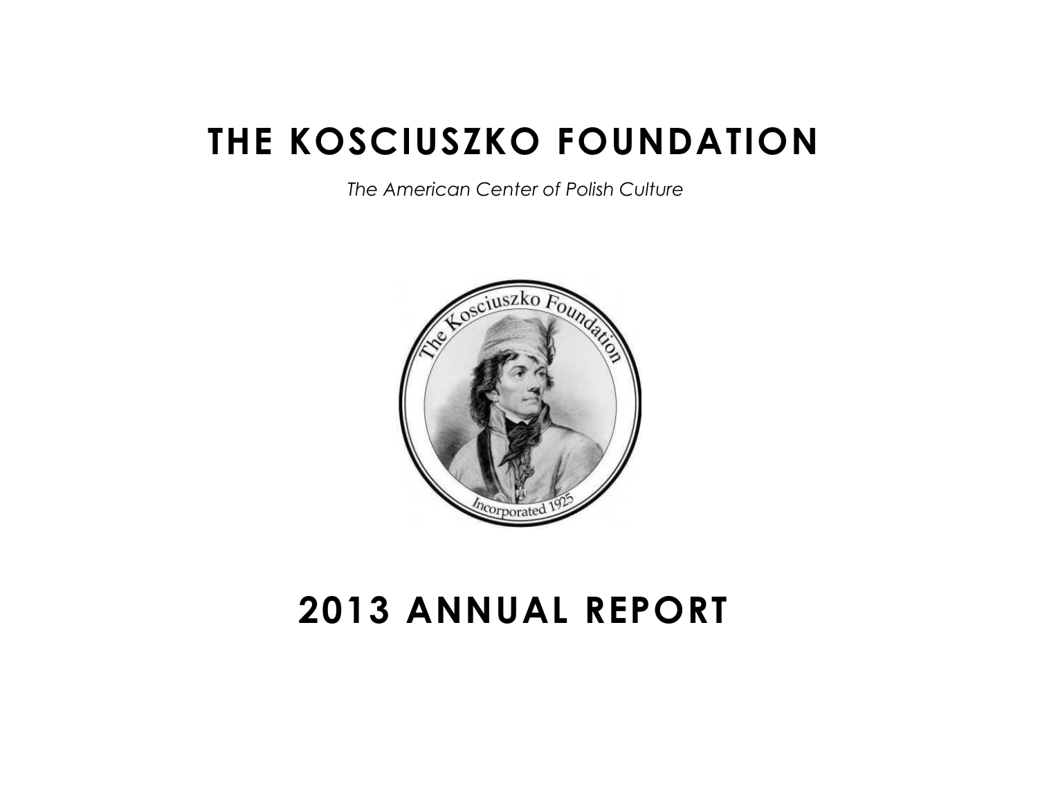# THE KOSCIUSZKO FOUNDATION

*The American Center of Polish Culture*

# 2013 ANNUAL REPORT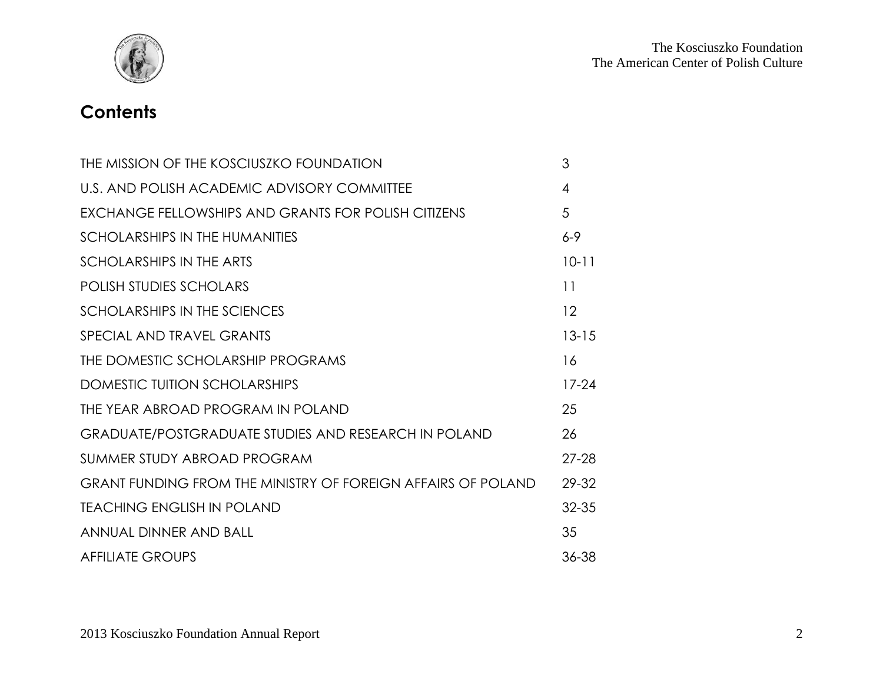## Contents

| | |
|---|---|
| THE MISSION OF THE KOSCIUSZKO FOUNDATION | 3 |
| U.S. AND POLISH ACADEMIC ADVISORY COMMITTEE | 4 |
| EXCHANGE FELLOWSHIPS AND GRANTS FOR POLISH CITIZENS | 5 |
| SCHOLARSHIPS IN THE HUMANITIES | 6-9 |
| SCHOLARSHIPS IN THE ARTS | 10-11 |
| POLISH STUDIES SCHOLARS | 11 |
| SCHOLARSHIPS IN THE SCIENCES | 12 |
| SPECIAL AND TRAVEL GRANTS | 13-15 |
| THE DOMESTIC SCHOLARSHIP PROGRAMS | 16 |
| DOMESTIC TUITION SCHOLARSHIPS | 17-24 |
| THE YEAR ABROAD PROGRAM IN POLAND | 25 |
| GRADUATE/POSTGRADUATE STUDIES AND RESEARCH IN POLAND | 26 |
| SUMMER STUDY ABROAD PROGRAM | 27-28 |
| GRANT FUNDING FROM THE MINISTRY OF FOREIGN AFFAIRS OF POLAND | 29-32 |
| TEACHING ENGLISH IN POLAND | 32-35 |
| ANNUAL DINNER AND BALL | 35 |
| AFFILIATE GROUPS | 36-38 |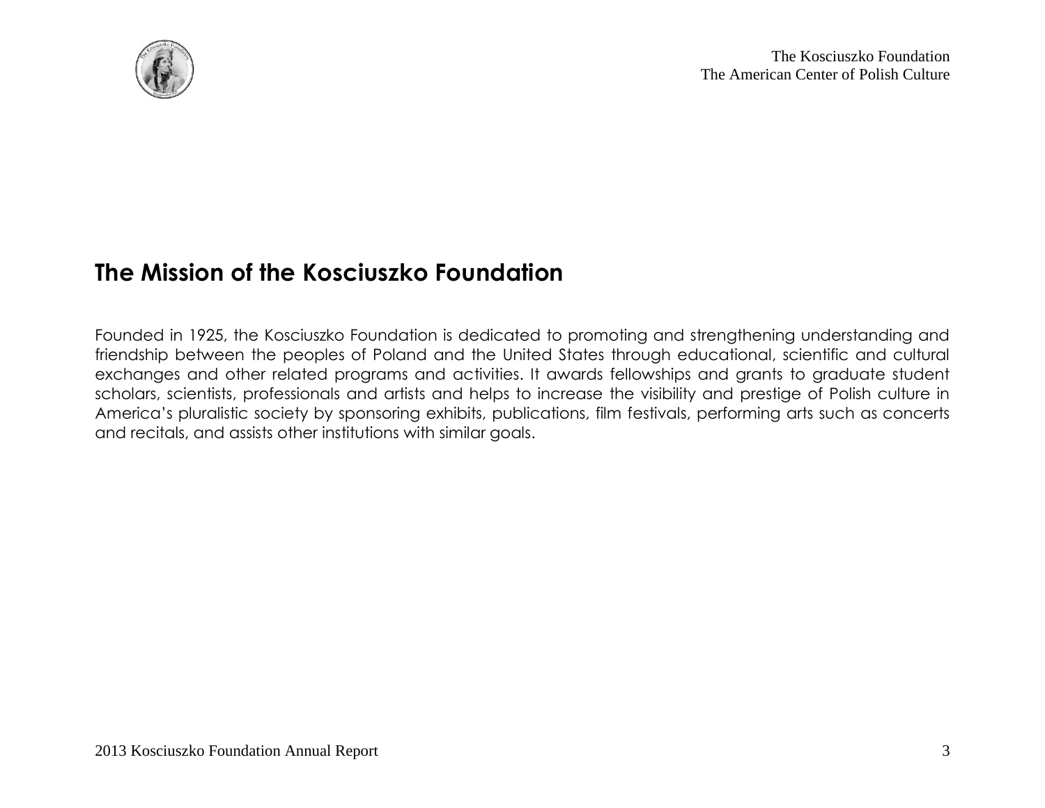## The Mission of the Kosciuszko Foundation

Founded in 1925, the Kosciuszko Foundation is dedicated to promoting and strengthening understanding and friendship between the peoples of Poland and the United States through educational, scientific and cultural exchanges and other related programs and activities. It awards fellowships and grants to graduate student scholars, scientists, professionals and artists and helps to increase the visibility and prestige of Polish culture in America's pluralistic society by sponsoring exhibits, publications, film festivals, performing arts such as concerts and recitals, and assists other institutions with similar goals.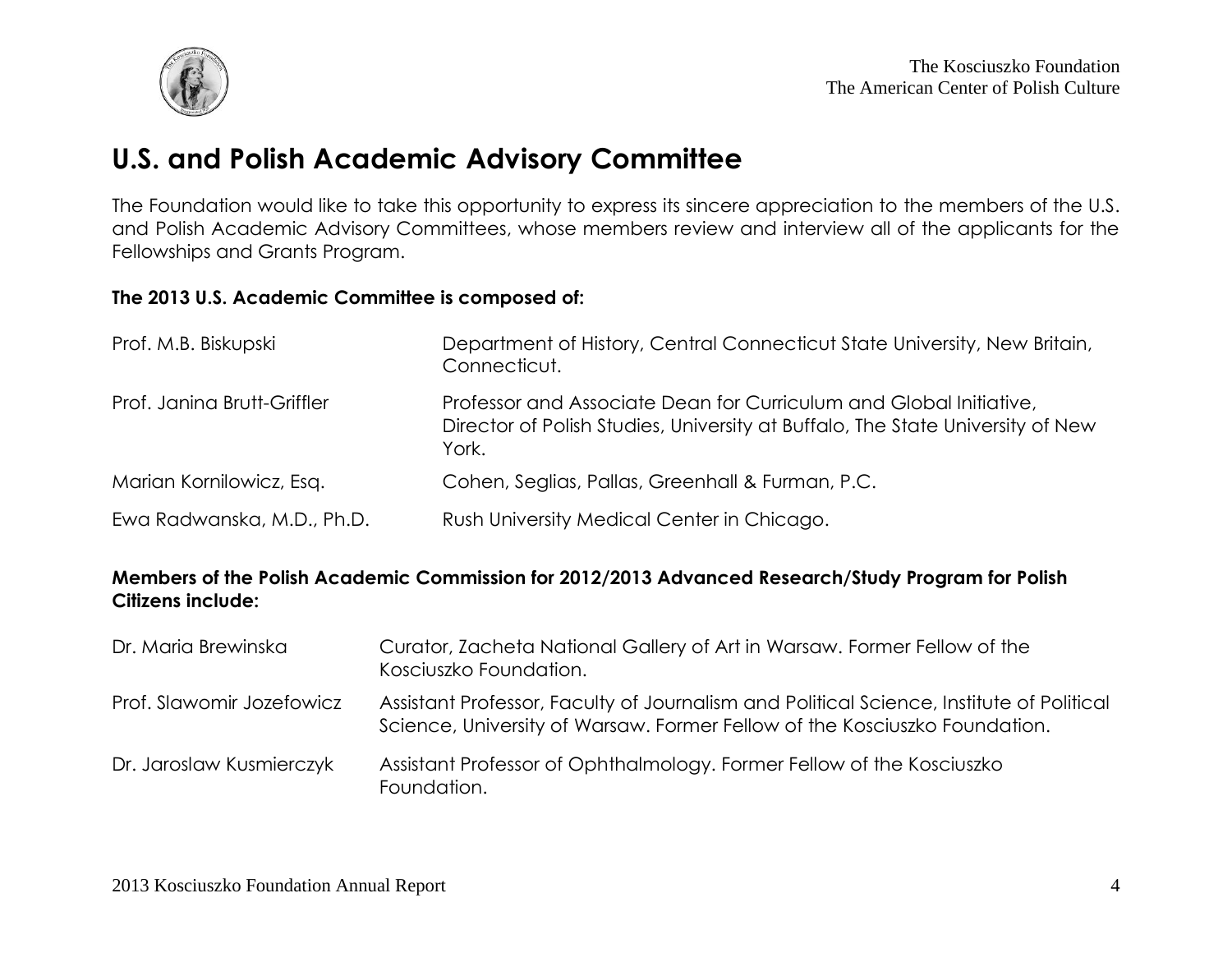## U.S. and Polish Academic Advisory Committee

The Foundation would like to take this opportunity to express its sincere appreciation to the members of the U.S. and Polish Academic Advisory Committees, whose members review and interview all of the applicants for the Fellowships and Grants Program.

**The 2013 U.S. Academic Committee is composed of:**

| | |
|---|---|
| Prof. M.B. Biskupski | Department of History, Central Connecticut State University, New Britain, Connecticut. |
| Prof. Janina Brutt-Griffler | Professor and Associate Dean for Curriculum and Global Initiative, Director of Polish Studies, University at Buffalo, The State University of New York. |
| Marian Kornilowicz, Esq. | Cohen, Seglias, Pallas, Greenhall & Furman, P.C. |
| Ewa Radwanska, M.D., Ph.D. | Rush University Medical Center in Chicago. |

**Members of the Polish Academic Commission for 2012/2013 Advanced Research/Study Program for Polish Citizens include:**

| | |
|---|---|
| Dr. Maria Brewinska | Curator, Zacheta National Gallery of Art in Warsaw. Former Fellow of the Kosciuszko Foundation. |
| Prof. Slawomir Jozefowicz | Assistant Professor, Faculty of Journalism and Political Science, Institute of Political Science, University of Warsaw. Former Fellow of the Kosciuszko Foundation. |
| Dr. Jaroslaw Kusmierczyk | Assistant Professor of Ophthalmology. Former Fellow of the Kosciuszko Foundation. |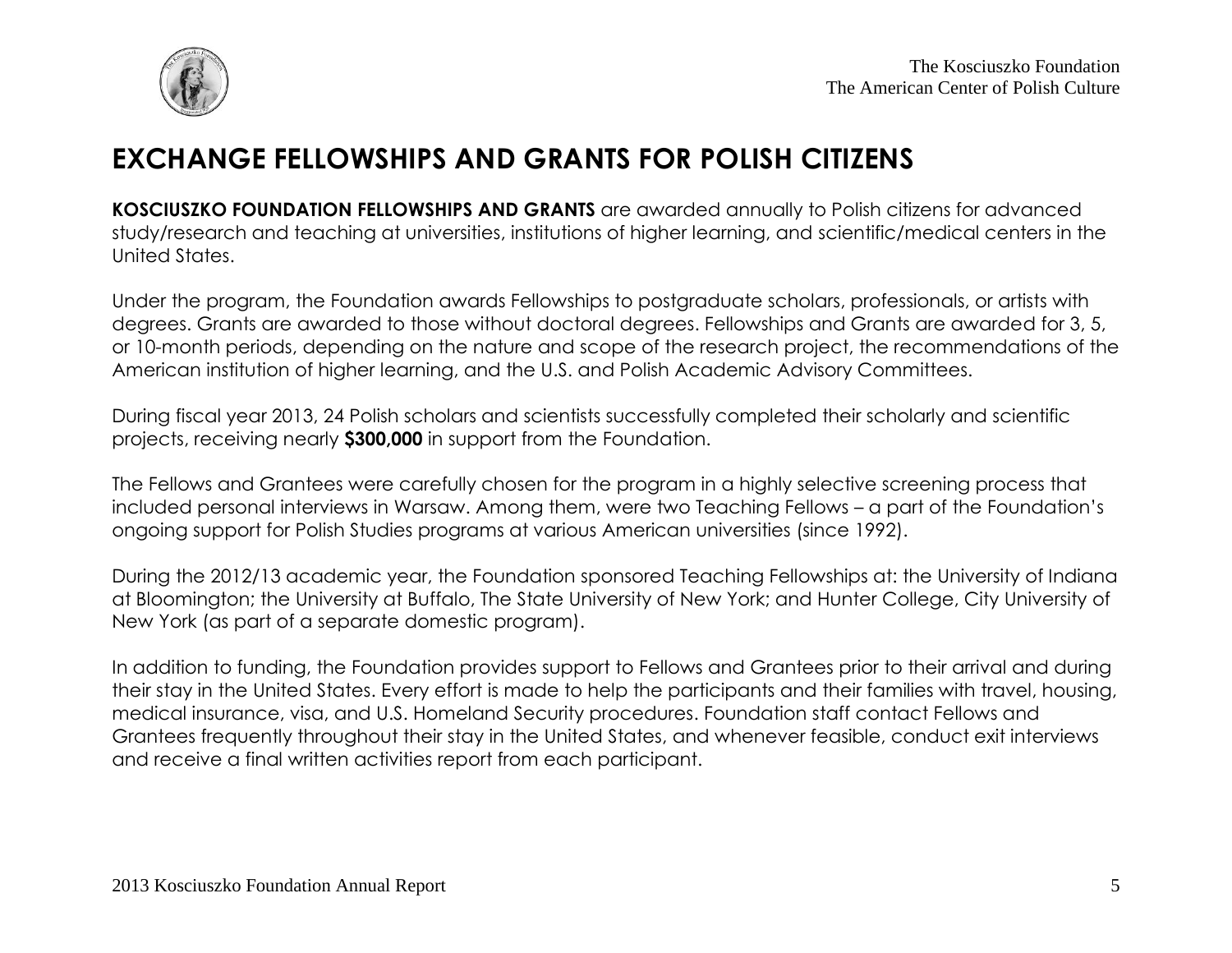# EXCHANGE FELLOWSHIPS AND GRANTS FOR POLISH CITIZENS

**KOSCIUSZKO FOUNDATION FELLOWSHIPS AND GRANTS** are awarded annually to Polish citizens for advanced study/research and teaching at universities, institutions of higher learning, and scientific/medical centers in the United States.

Under the program, the Foundation awards Fellowships to postgraduate scholars, professionals, or artists with degrees. Grants are awarded to those without doctoral degrees. Fellowships and Grants are awarded for 3, 5, or 10-month periods, depending on the nature and scope of the research project, the recommendations of the American institution of higher learning, and the U.S. and Polish Academic Advisory Committees.

During fiscal year 2013, 24 Polish scholars and scientists successfully completed their scholarly and scientific projects, receiving nearly **$300,000** in support from the Foundation.

The Fellows and Grantees were carefully chosen for the program in a highly selective screening process that included personal interviews in Warsaw. Among them, were two Teaching Fellows – a part of the Foundation's ongoing support for Polish Studies programs at various American universities (since 1992).

During the 2012/13 academic year, the Foundation sponsored Teaching Fellowships at: the University of Indiana at Bloomington; the University at Buffalo, The State University of New York; and Hunter College, City University of New York (as part of a separate domestic program).

In addition to funding, the Foundation provides support to Fellows and Grantees prior to their arrival and during their stay in the United States. Every effort is made to help the participants and their families with travel, housing, medical insurance, visa, and U.S. Homeland Security procedures. Foundation staff contact Fellows and Grantees frequently throughout their stay in the United States, and whenever feasible, conduct exit interviews and receive a final written activities report from each participant.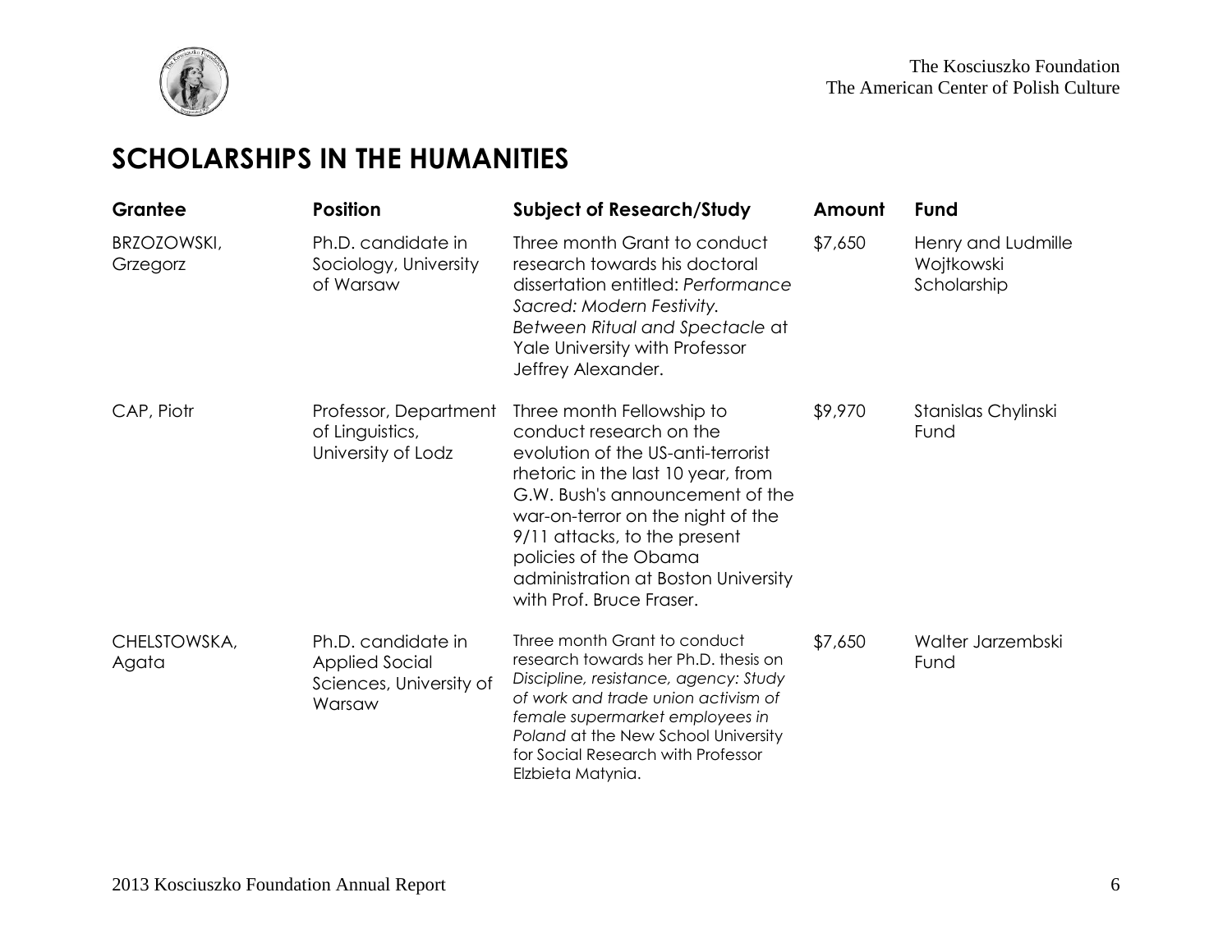## SCHOLARSHIPS IN THE HUMANITIES

| Grantee | Position | Subject of Research/Study | Amount | Fund |
|---|---|---|---|---|
| BRZOZOWSKI, Grzegorz | Ph.D. candidate in Sociology, University of Warsaw | Three month Grant to conduct research towards his doctoral dissertation entitled: *Performance Sacred: Modern Festivity. Between Ritual and Spectacle* at Yale University with Professor Jeffrey Alexander. | $7,650 | Henry and Ludmille Wojtkowski Scholarship |
| CAP, Piotr | Professor, Department of Linguistics, University of Lodz | Three month Fellowship to conduct research on the evolution of the US-anti-terrorist rhetoric in the last 10 year, from G.W. Bush's announcement of the war-on-terror on the night of the 9/11 attacks, to the present policies of the Obama administration at Boston University with Prof. Bruce Fraser. | $9,970 | Stanislas Chylinski Fund |
| CHELSTOWSKA, Agata | Ph.D. candidate in Applied Social Sciences, University of Warsaw | Three month Grant to conduct research towards her Ph.D. thesis on *Discipline, resistance, agency: Study of work and trade union activism of female supermarket employees in Poland* at the New School University for Social Research with Professor Elzbieta Matynia. | $7,650 | Walter Jarzembski Fund |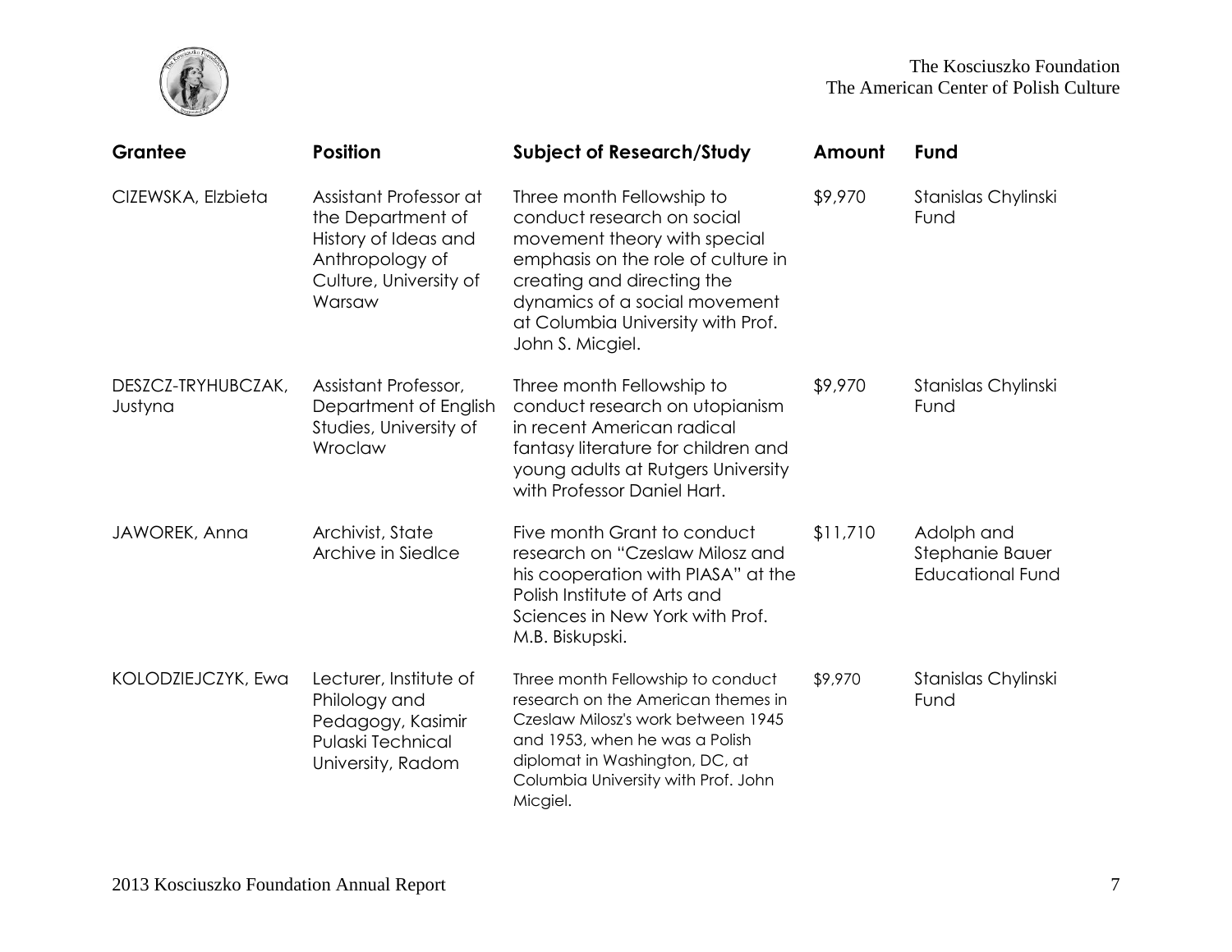| Grantee | Position | Subject of Research/Study | Amount | Fund |
|---|---|---|---|---|
| CIZEWSKA, Elzbieta | Assistant Professor at the Department of History of Ideas and Anthropology of Culture, University of Warsaw | Three month Fellowship to conduct research on social movement theory with special emphasis on the role of culture in creating and directing the dynamics of a social movement at Columbia University with Prof. John S. Micgiel. | $9,970 | Stanislas Chylinski Fund |
| DESZCZ-TRYHUBCZAK, Justyna | Assistant Professor, Department of English Studies, University of Wroclaw | Three month Fellowship to conduct research on utopianism in recent American radical fantasy literature for children and young adults at Rutgers University with Professor Daniel Hart. | $9,970 | Stanislas Chylinski Fund |
| JAWOREK, Anna | Archivist, State Archive in Siedlce | Five month Grant to conduct research on "Czeslaw Milosz and his cooperation with PIASA" at the Polish Institute of Arts and Sciences in New York with Prof. M.B. Biskupski. | $11,710 | Adolph and Stephanie Bauer Educational Fund |
| KOLODZIEJCZYK, Ewa | Lecturer, Institute of Philology and Pedagogy, Kasimir Pulaski Technical University, Radom | Three month Fellowship to conduct research on the American themes in Czeslaw Milosz's work between 1945 and 1953, when he was a Polish diplomat in Washington, DC, at Columbia University with Prof. John Micgiel. | $9,970 | Stanislas Chylinski Fund |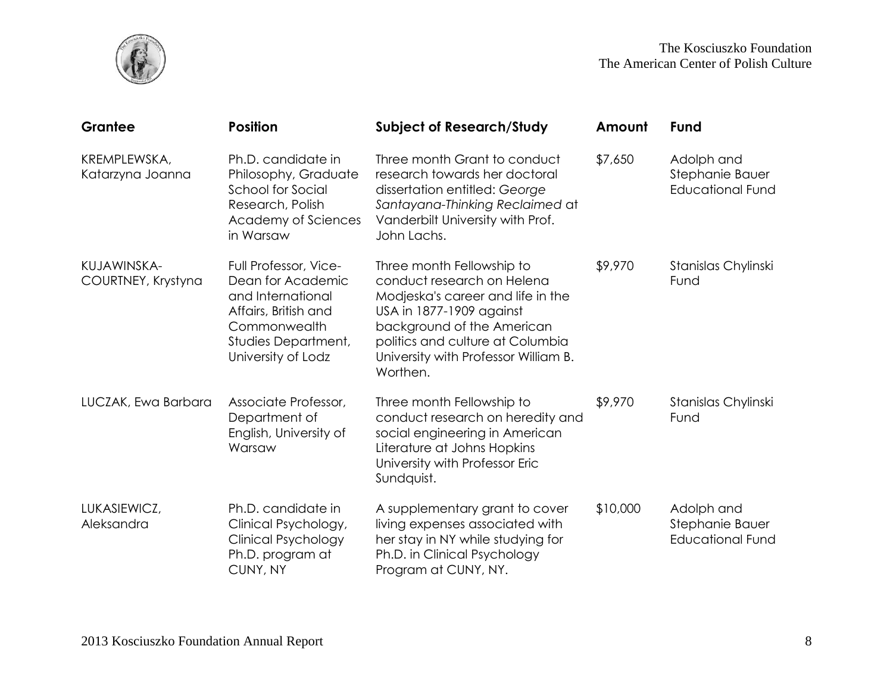| Grantee | Position | Subject of Research/Study | Amount | Fund |
| --- | --- | --- | --- | --- |
| KREMPLEWSKA, Katarzyna Joanna | Ph.D. candidate in Philosophy, Graduate School for Social Research, Polish Academy of Sciences in Warsaw | Three month Grant to conduct research towards her doctoral dissertation entitled: *George Santayana-Thinking Reclaimed* at Vanderbilt University with Prof. John Lachs. | $7,650 | Adolph and Stephanie Bauer Educational Fund |
| KUJAWINSKA-COURTNEY, Krystyna | Full Professor, Vice-Dean for Academic and International Affairs, British and Commonwealth Studies Department, University of Lodz | Three month Fellowship to conduct research on Helena Modjeska's career and life in the USA in 1877-1909 against background of the American politics and culture at Columbia University with Professor William B. Worthen. | $9,970 | Stanislas Chylinski Fund |
| LUCZAK, Ewa Barbara | Associate Professor, Department of English, University of Warsaw | Three month Fellowship to conduct research on heredity and social engineering in American Literature at Johns Hopkins University with Professor Eric Sundquist. | $9,970 | Stanislas Chylinski Fund |
| LUKASIEWICZ, Aleksandra | Ph.D. candidate in Clinical Psychology, Clinical Psychology Ph.D. program at CUNY, NY | A supplementary grant to cover living expenses associated with her stay in NY while studying for Ph.D. in Clinical Psychology Program at CUNY, NY. | $10,000 | Adolph and Stephanie Bauer Educational Fund |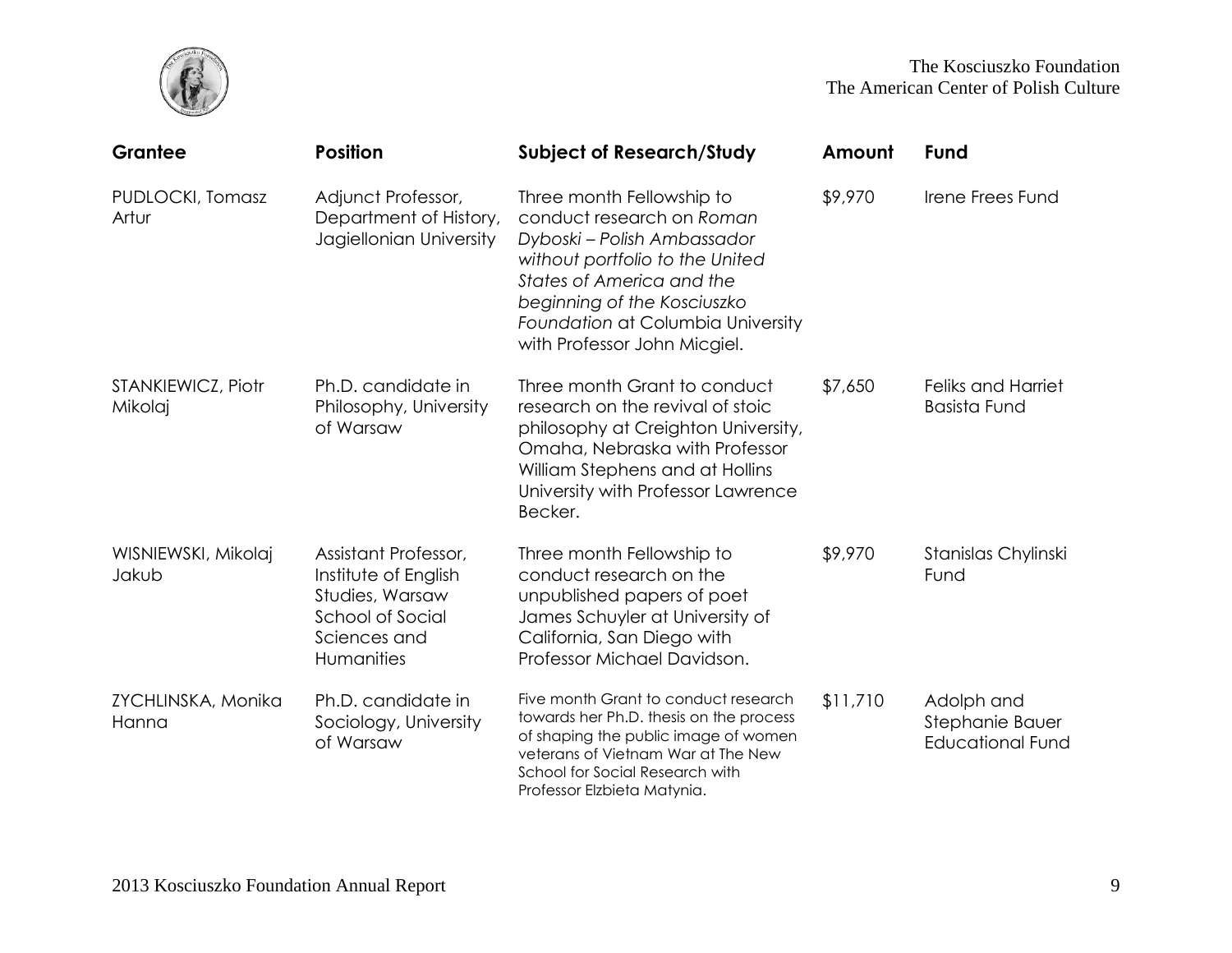| Grantee | Position | Subject of Research/Study | Amount | Fund |
|---|---|---|---|---|
| PUDLOCKI, Tomasz Artur | Adjunct Professor, Department of History, Jagiellonian University | Three month Fellowship to conduct research on *Roman Dyboski – Polish Ambassador without portfolio to the United States of America and the beginning of the Kosciuszko Foundation* at Columbia University with Professor John Micgiel. | $9,970 | Irene Frees Fund |
| STANKIEWICZ, Piotr Mikolaj | Ph.D. candidate in Philosophy, University of Warsaw | Three month Grant to conduct research on the revival of stoic philosophy at Creighton University, Omaha, Nebraska with Professor William Stephens and at Hollins University with Professor Lawrence Becker. | $7,650 | Feliks and Harriet Basista Fund |
| WISNIEWSKI, Mikolaj Jakub | Assistant Professor, Institute of English Studies, Warsaw School of Social Sciences and Humanities | Three month Fellowship to conduct research on the unpublished papers of poet James Schuyler at University of California, San Diego with Professor Michael Davidson. | $9,970 | Stanislas Chylinski Fund |
| ZYCHLINSKA, Monika Hanna | Ph.D. candidate in Sociology, University of Warsaw | Five month Grant to conduct research towards her Ph.D. thesis on the process of shaping the public image of women veterans of Vietnam War at The New School for Social Research with Professor Elzbieta Matynia. | $11,710 | Adolph and Stephanie Bauer Educational Fund |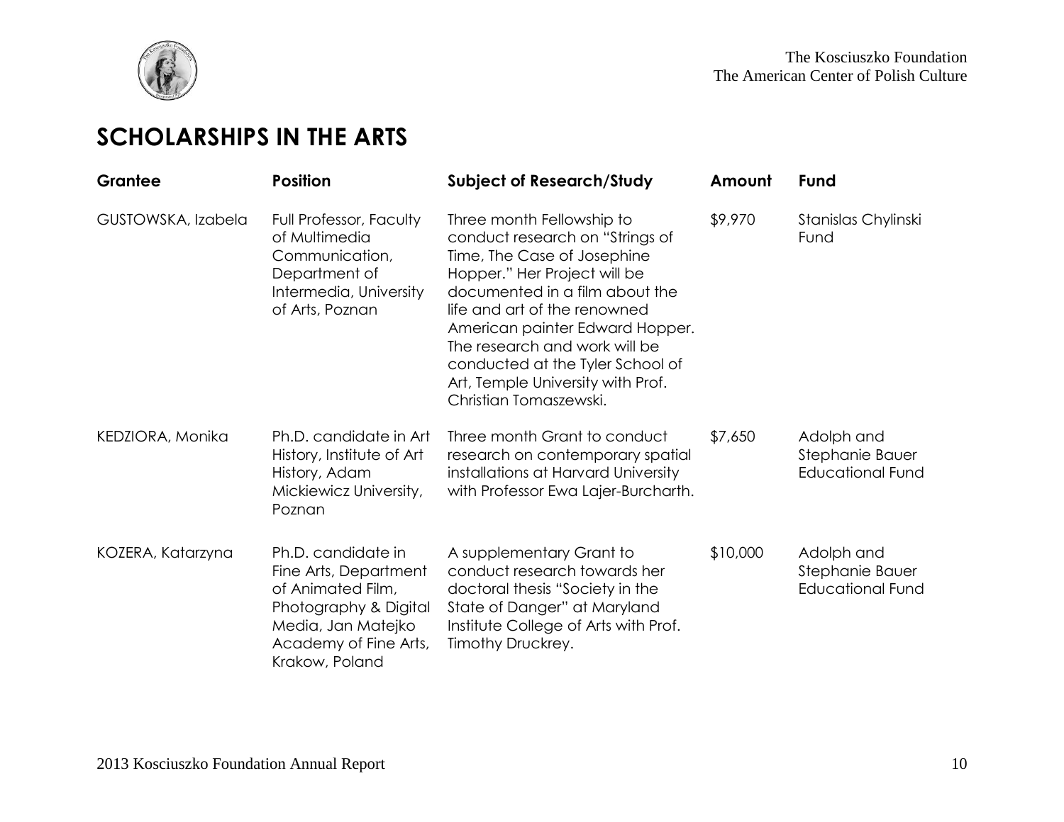## SCHOLARSHIPS IN THE ARTS

| Grantee | Position | Subject of Research/Study | Amount | Fund |
|---|---|---|---|---|
| GUSTOWSKA, Izabela | Full Professor, Faculty of Multimedia Communication, Department of Intermedia, University of Arts, Poznan | Three month Fellowship to conduct research on "Strings of Time, The Case of Josephine Hopper." Her Project will be documented in a film about the life and art of the renowned American painter Edward Hopper. The research and work will be conducted at the Tyler School of Art, Temple University with Prof. Christian Tomaszewski. | $9,970 | Stanislas Chylinski Fund |
| KEDZIORA, Monika | Ph.D. candidate in Art History, Institute of Art History, Adam Mickiewicz University, Poznan | Three month Grant to conduct research on contemporary spatial installations at Harvard University with Professor Ewa Lajer-Burcharth. | $7,650 | Adolph and Stephanie Bauer Educational Fund |
| KOZERA, Katarzyna | Ph.D. candidate in Fine Arts, Department of Animated Film, Photography & Digital Media, Jan Matejko Academy of Fine Arts, Krakow, Poland | A supplementary Grant to conduct research towards her doctoral thesis "Society in the State of Danger" at Maryland Institute College of Arts with Prof. Timothy Druckrey. | $10,000 | Adolph and Stephanie Bauer Educational Fund |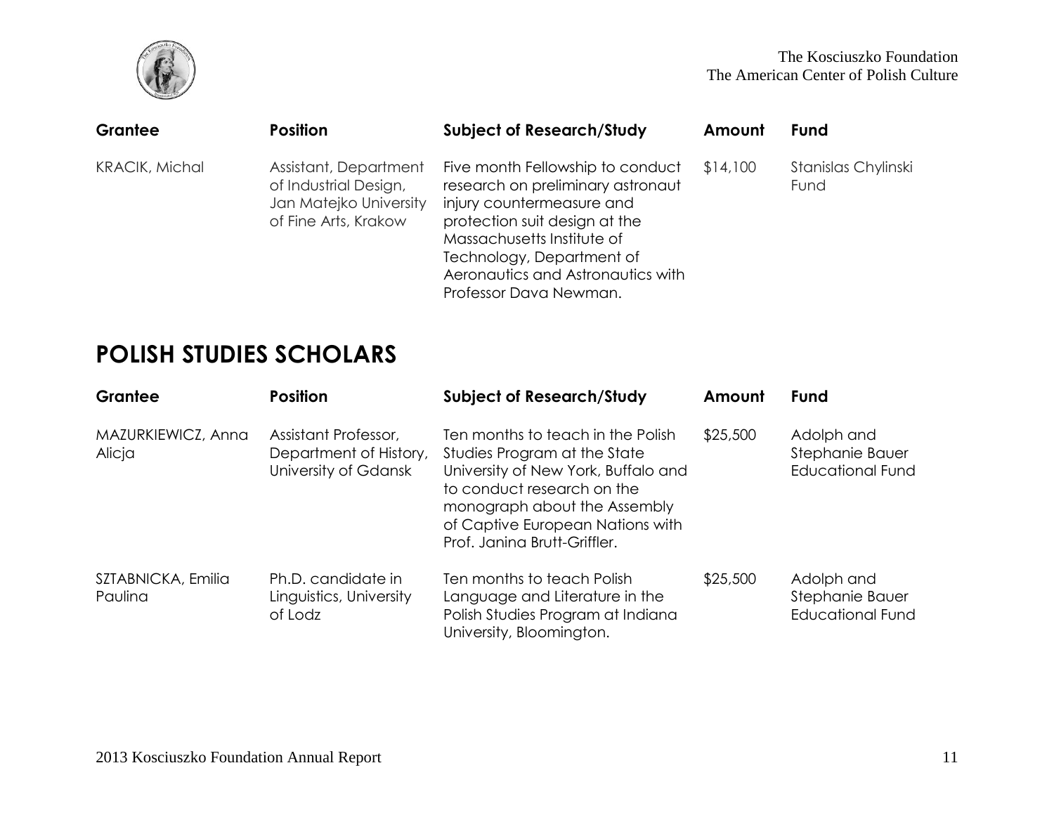| Grantee | Position | Subject of Research/Study | Amount | Fund |
|---|---|---|---|---|
| KRACIK, Michal | Assistant, Department of Industrial Design, Jan Matejko University of Fine Arts, Krakow | Five month Fellowship to conduct research on preliminary astronaut injury countermeasure and protection suit design at the Massachusetts Institute of Technology, Department of Aeronautics and Astronautics with Professor Dava Newman. | $14,100 | Stanislas Chylinski Fund |

## POLISH STUDIES SCHOLARS

| Grantee | Position | Subject of Research/Study | Amount | Fund |
|---|---|---|---|---|
| MAZURKIEWICZ, Anna Alicja | Assistant Professor, Department of History, University of Gdansk | Ten months to teach in the Polish Studies Program at the State University of New York, Buffalo and to conduct research on the monograph about the Assembly of Captive European Nations with Prof. Janina Brutt-Griffler. | $25,500 | Adolph and Stephanie Bauer Educational Fund |
| SZTABNICKA, Emilia Paulina | Ph.D. candidate in Linguistics, University of Lodz | Ten months to teach Polish Language and Literature in the Polish Studies Program at Indiana University, Bloomington. | $25,500 | Adolph and Stephanie Bauer Educational Fund |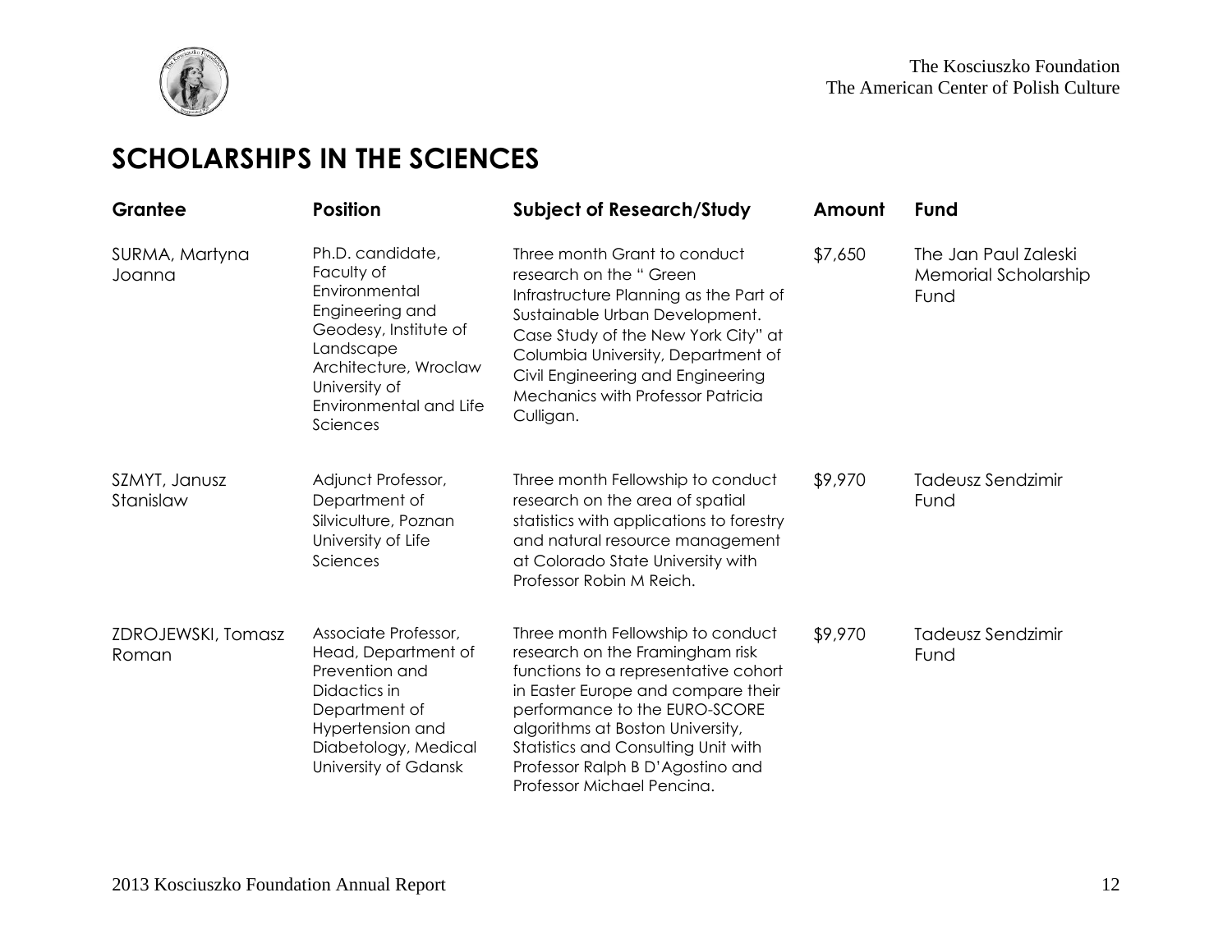## SCHOLARSHIPS IN THE SCIENCES

| Grantee | Position | Subject of Research/Study | Amount | Fund |
|---|---|---|---|---|
| SURMA, Martyna Joanna | Ph.D. candidate, Faculty of Environmental Engineering and Geodesy, Institute of Landscape Architecture, Wroclaw University of Environmental and Life Sciences | Three month Grant to conduct research on the " Green Infrastructure Planning as the Part of Sustainable Urban Development. Case Study of the New York City" at Columbia University, Department of Civil Engineering and Engineering Mechanics with Professor Patricia Culligan. | $7,650 | The Jan Paul Zaleski Memorial Scholarship Fund |
| SZMYT, Janusz Stanislaw | Adjunct Professor, Department of Silviculture, Poznan University of Life Sciences | Three month Fellowship to conduct research on the area of spatial statistics with applications to forestry and natural resource management at Colorado State University with Professor Robin M Reich. | $9,970 | Tadeusz Sendzimir Fund |
| ZDROJEWSKI, Tomasz Roman | Associate Professor, Head, Department of Prevention and Didactics in Department of Hypertension and Diabetology, Medical University of Gdansk | Three month Fellowship to conduct research on the Framingham risk functions to a representative cohort in Easter Europe and compare their performance to the EURO-SCORE algorithms at Boston University, Statistics and Consulting Unit with Professor Ralph B D'Agostino and Professor Michael Pencina. | $9,970 | Tadeusz Sendzimir Fund |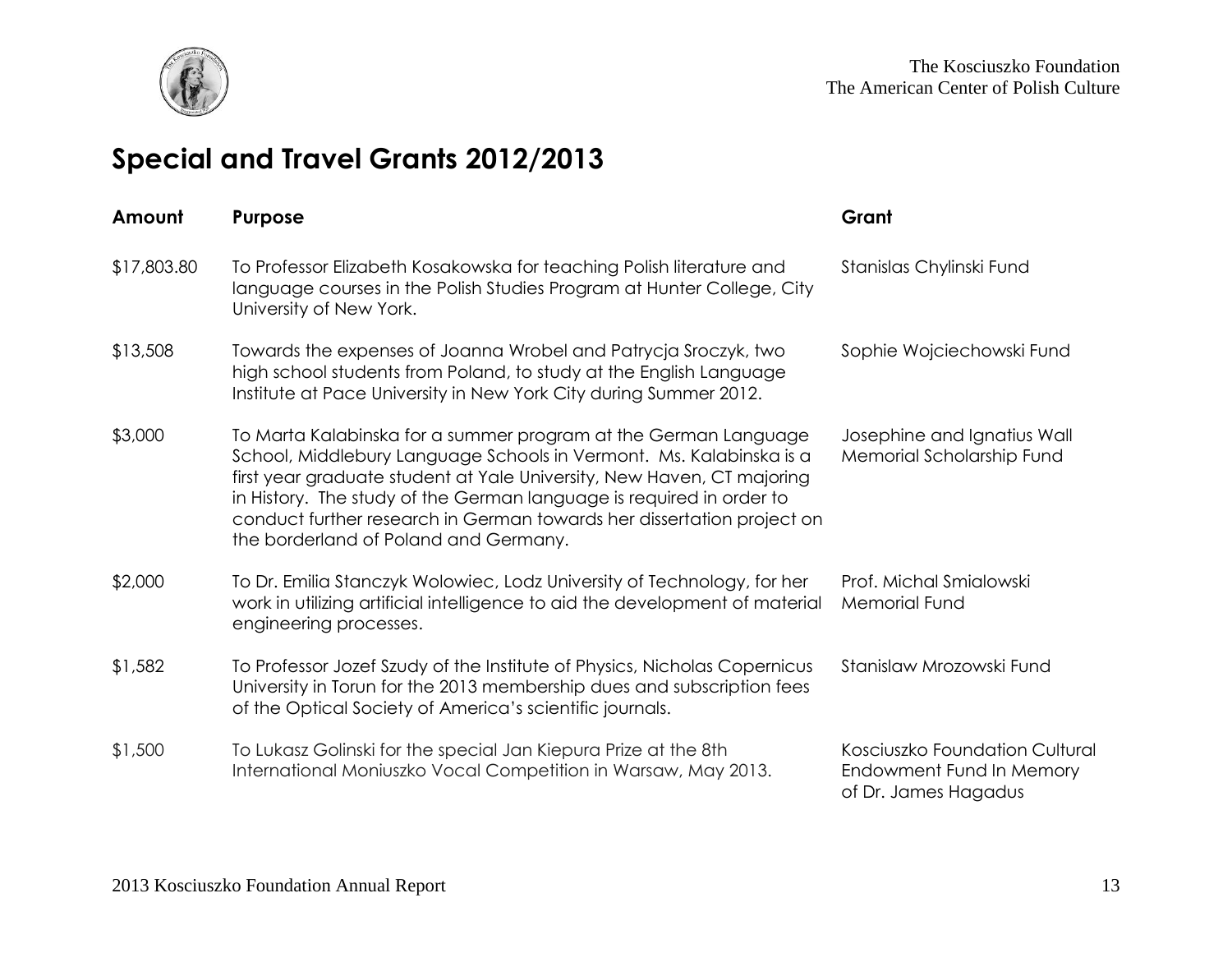## Special and Travel Grants 2012/2013

| Amount | Purpose | Grant |
| --- | --- | --- |
| $17,803.80 | To Professor Elizabeth Kosakowska for teaching Polish literature and language courses in the Polish Studies Program at Hunter College, City University of New York. | Stanislas Chylinski Fund |
| $13,508 | Towards the expenses of Joanna Wrobel and Patrycja Sroczyk, two high school students from Poland, to study at the English Language Institute at Pace University in New York City during Summer 2012. | Sophie Wojciechowski Fund |
| $3,000 | To Marta Kalabinska for a summer program at the German Language School, Middlebury Language Schools in Vermont. Ms. Kalabinska is a first year graduate student at Yale University, New Haven, CT majoring in History. The study of the German language is required in order to conduct further research in German towards her dissertation project on the borderland of Poland and Germany. | Josephine and Ignatius Wall Memorial Scholarship Fund |
| $2,000 | To Dr. Emilia Stanczyk Wolowiec, Lodz University of Technology, for her work in utilizing artificial intelligence to aid the development of material engineering processes. | Prof. Michal Smialowski Memorial Fund |
| $1,582 | To Professor Jozef Szudy of the Institute of Physics, Nicholas Copernicus University in Torun for the 2013 membership dues and subscription fees of the Optical Society of America's scientific journals. | Stanislaw Mrozowski Fund |
| $1,500 | To Lukasz Golinski for the special Jan Kiepura Prize at the 8th International Moniuszko Vocal Competition in Warsaw, May 2013. | Kosciuszko Foundation Cultural Endowment Fund In Memory of Dr. James Hagadus |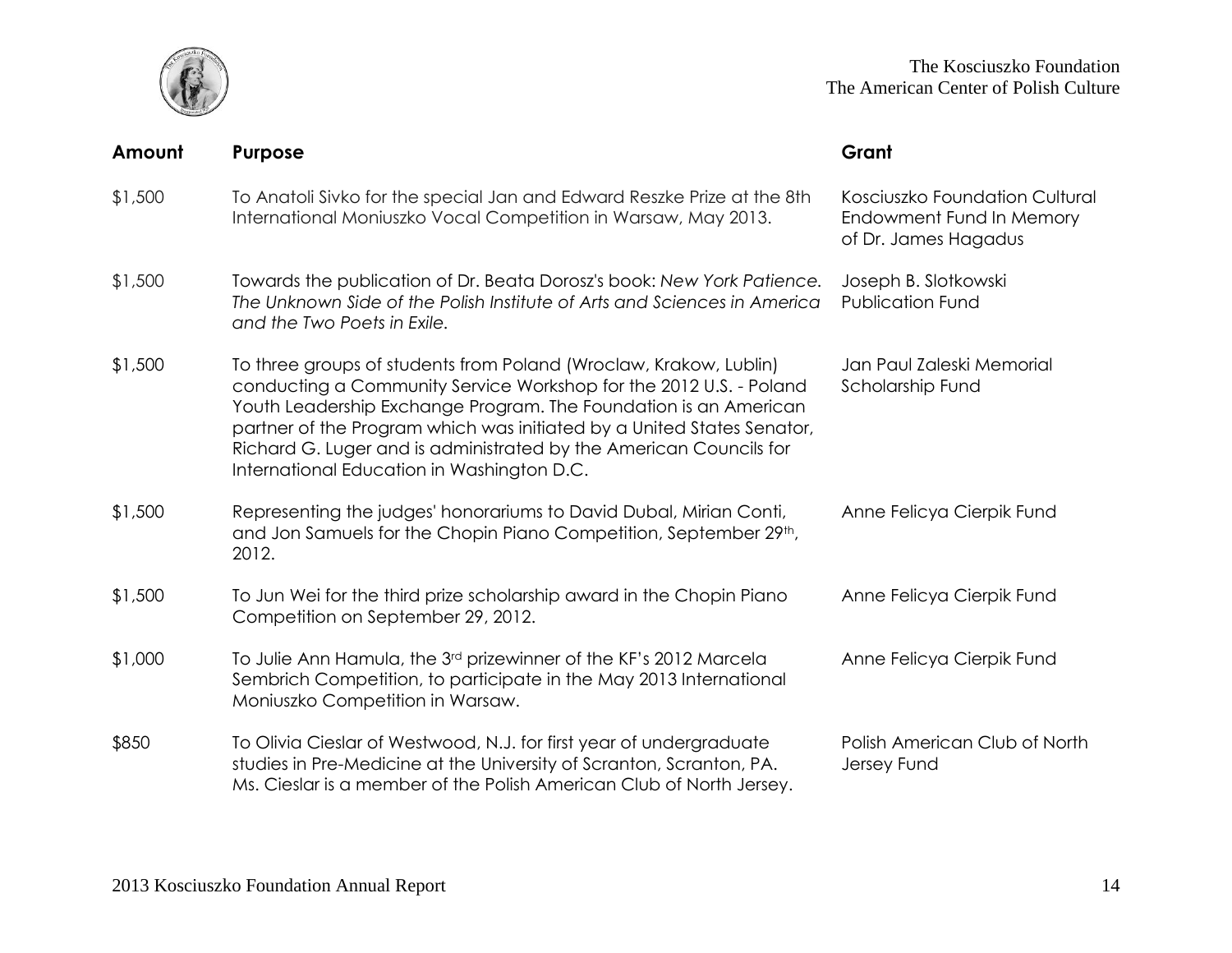| Amount | Purpose | Grant |
|---|---|---|
| $1,500 | To Anatoli Sivko for the special Jan and Edward Reszke Prize at the 8th International Moniuszko Vocal Competition in Warsaw, May 2013. | Kosciuszko Foundation Cultural Endowment Fund In Memory of Dr. James Hagadus |
| $1,500 | Towards the publication of Dr. Beata Dorosz's book: *New York Patience. The Unknown Side of the Polish Institute of Arts and Sciences in America and the Two Poets in Exile.* | Joseph B. Slotkowski Publication Fund |
| $1,500 | To three groups of students from Poland (Wroclaw, Krakow, Lublin) conducting a Community Service Workshop for the 2012 U.S. - Poland Youth Leadership Exchange Program. The Foundation is an American partner of the Program which was initiated by a United States Senator, Richard G. Luger and is administrated by the American Councils for International Education in Washington D.C. | Jan Paul Zaleski Memorial Scholarship Fund |
| $1,500 | Representing the judges' honorariums to David Dubal, Mirian Conti, and Jon Samuels for the Chopin Piano Competition, September 29th, 2012. | Anne Felicya Cierpik Fund |
| $1,500 | To Jun Wei for the third prize scholarship award in the Chopin Piano Competition on September 29, 2012. | Anne Felicya Cierpik Fund |
| $1,000 | To Julie Ann Hamula, the 3rd prizewinner of the KF's 2012 Marcela Sembrich Competition, to participate in the May 2013 International Moniuszko Competition in Warsaw. | Anne Felicya Cierpik Fund |
| $850 | To Olivia Cieslar of Westwood, N.J. for first year of undergraduate studies in Pre-Medicine at the University of Scranton, Scranton, PA. Ms. Cieslar is a member of the Polish American Club of North Jersey. | Polish American Club of North Jersey Fund |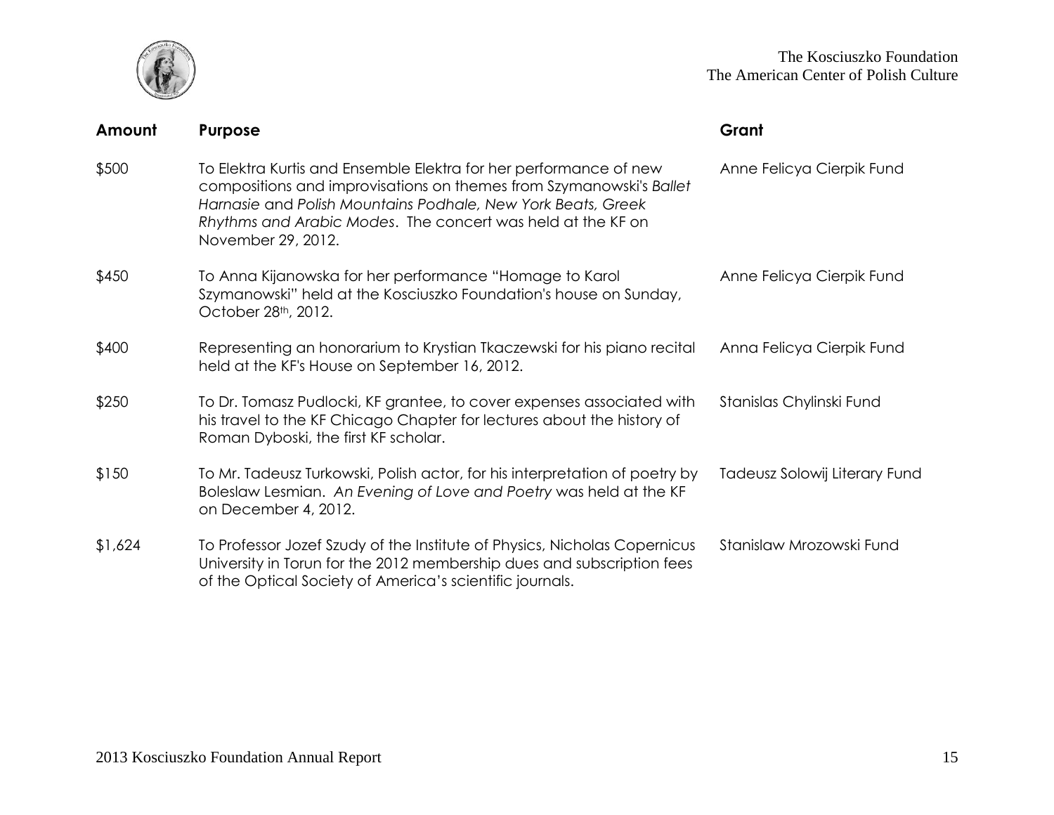| Amount | Purpose | Grant |
|---|---|---|
| $500 | To Elektra Kurtis and Ensemble Elektra for her performance of new compositions and improvisations on themes from Szymanowski's *Ballet Harnasie* and *Polish Mountains Podhale, New York Beats, Greek Rhythms and Arabic Modes*. The concert was held at the KF on November 29, 2012. | Anne Felicya Cierpik Fund |
| $450 | To Anna Kijanowska for her performance "Homage to Karol Szymanowski" held at the Kosciuszko Foundation's house on Sunday, October 28th, 2012. | Anne Felicya Cierpik Fund |
| $400 | Representing an honorarium to Krystian Tkaczewski for his piano recital held at the KF's House on September 16, 2012. | Anna Felicya Cierpik Fund |
| $250 | To Dr. Tomasz Pudlocki, KF grantee, to cover expenses associated with his travel to the KF Chicago Chapter for lectures about the history of Roman Dyboski, the first KF scholar. | Stanislas Chylinski Fund |
| $150 | To Mr. Tadeusz Turkowski, Polish actor, for his interpretation of poetry by Boleslaw Lesmian. *An Evening of Love and Poetry* was held at the KF on December 4, 2012. | Tadeusz Solowij Literary Fund |
| $1,624 | To Professor Jozef Szudy of the Institute of Physics, Nicholas Copernicus University in Torun for the 2012 membership dues and subscription fees of the Optical Society of America's scientific journals. | Stanislaw Mrozowski Fund |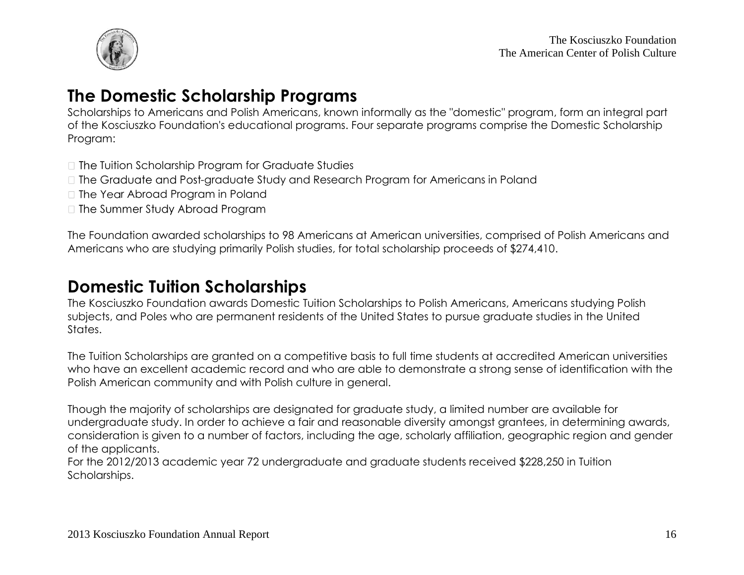## The Domestic Scholarship Programs

Scholarships to Americans and Polish Americans, known informally as the "domestic" program, form an integral part of the Kosciuszko Foundation's educational programs. Four separate programs comprise the Domestic Scholarship Program:

- The Tuition Scholarship Program for Graduate Studies
- The Graduate and Post-graduate Study and Research Program for Americans in Poland
- The Year Abroad Program in Poland
- The Summer Study Abroad Program

The Foundation awarded scholarships to 98 Americans at American universities, comprised of Polish Americans and Americans who are studying primarily Polish studies, for total scholarship proceeds of $274,410.

## Domestic Tuition Scholarships

The Kosciuszko Foundation awards Domestic Tuition Scholarships to Polish Americans, Americans studying Polish subjects, and Poles who are permanent residents of the United States to pursue graduate studies in the United States.

The Tuition Scholarships are granted on a competitive basis to full time students at accredited American universities who have an excellent academic record and who are able to demonstrate a strong sense of identification with the Polish American community and with Polish culture in general.

Though the majority of scholarships are designated for graduate study, a limited number are available for undergraduate study. In order to achieve a fair and reasonable diversity amongst grantees, in determining awards, consideration is given to a number of factors, including the age, scholarly affiliation, geographic region and gender of the applicants.
For the 2012/2013 academic year 72 undergraduate and graduate students received $228,250 in Tuition Scholarships.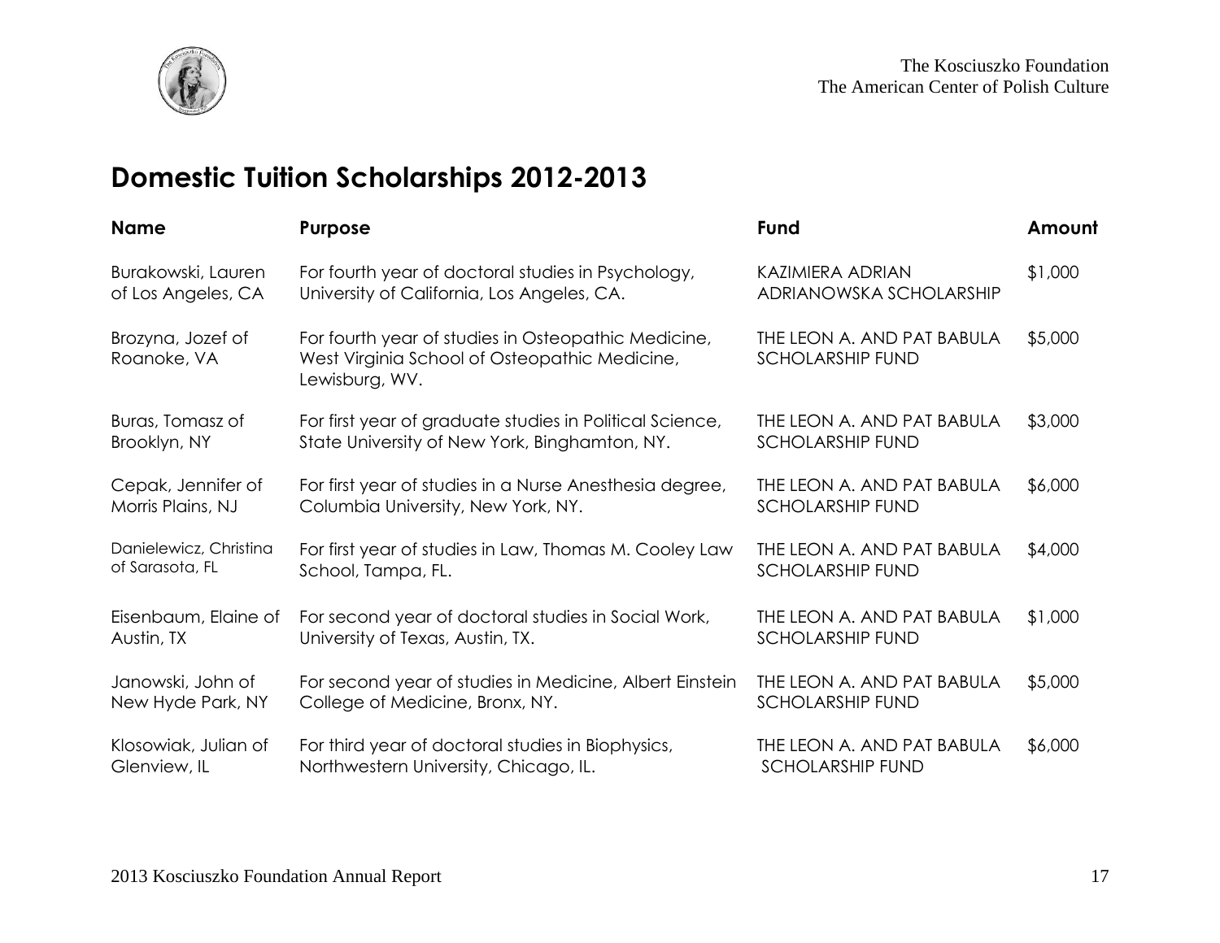## Domestic Tuition Scholarships 2012-2013

| Name | Purpose | Fund | Amount |
|---|---|---|---|
| Burakowski, Lauren of Los Angeles, CA | For fourth year of doctoral studies in Psychology, University of California, Los Angeles, CA. | KAZIMIERA ADRIAN ADRIANOWSKA SCHOLARSHIP | $1,000 |
| Brozyna, Jozef of Roanoke, VA | For fourth year of studies in Osteopathic Medicine, West Virginia School of Osteopathic Medicine, Lewisburg, WV. | THE LEON A. AND PAT BABULA SCHOLARSHIP FUND | $5,000 |
| Buras, Tomasz of Brooklyn, NY | For first year of graduate studies in Political Science, State University of New York, Binghamton, NY. | THE LEON A. AND PAT BABULA SCHOLARSHIP FUND | $3,000 |
| Cepak, Jennifer of Morris Plains, NJ | For first year of studies in a Nurse Anesthesia degree, Columbia University, New York, NY. | THE LEON A. AND PAT BABULA SCHOLARSHIP FUND | $6,000 |
| Danielewicz, Christina of Sarasota, FL | For first year of studies in Law, Thomas M. Cooley Law School, Tampa, FL. | THE LEON A. AND PAT BABULA SCHOLARSHIP FUND | $4,000 |
| Eisenbaum, Elaine of Austin, TX | For second year of doctoral studies in Social Work, University of Texas, Austin, TX. | THE LEON A. AND PAT BABULA SCHOLARSHIP FUND | $1,000 |
| Janowski, John of New Hyde Park, NY | For second year of studies in Medicine, Albert Einstein College of Medicine, Bronx, NY. | THE LEON A. AND PAT BABULA SCHOLARSHIP FUND | $5,000 |
| Klosowiak, Julian of Glenview, IL | For third year of doctoral studies in Biophysics, Northwestern University, Chicago, IL. | THE LEON A. AND PAT BABULA SCHOLARSHIP FUND | $6,000 |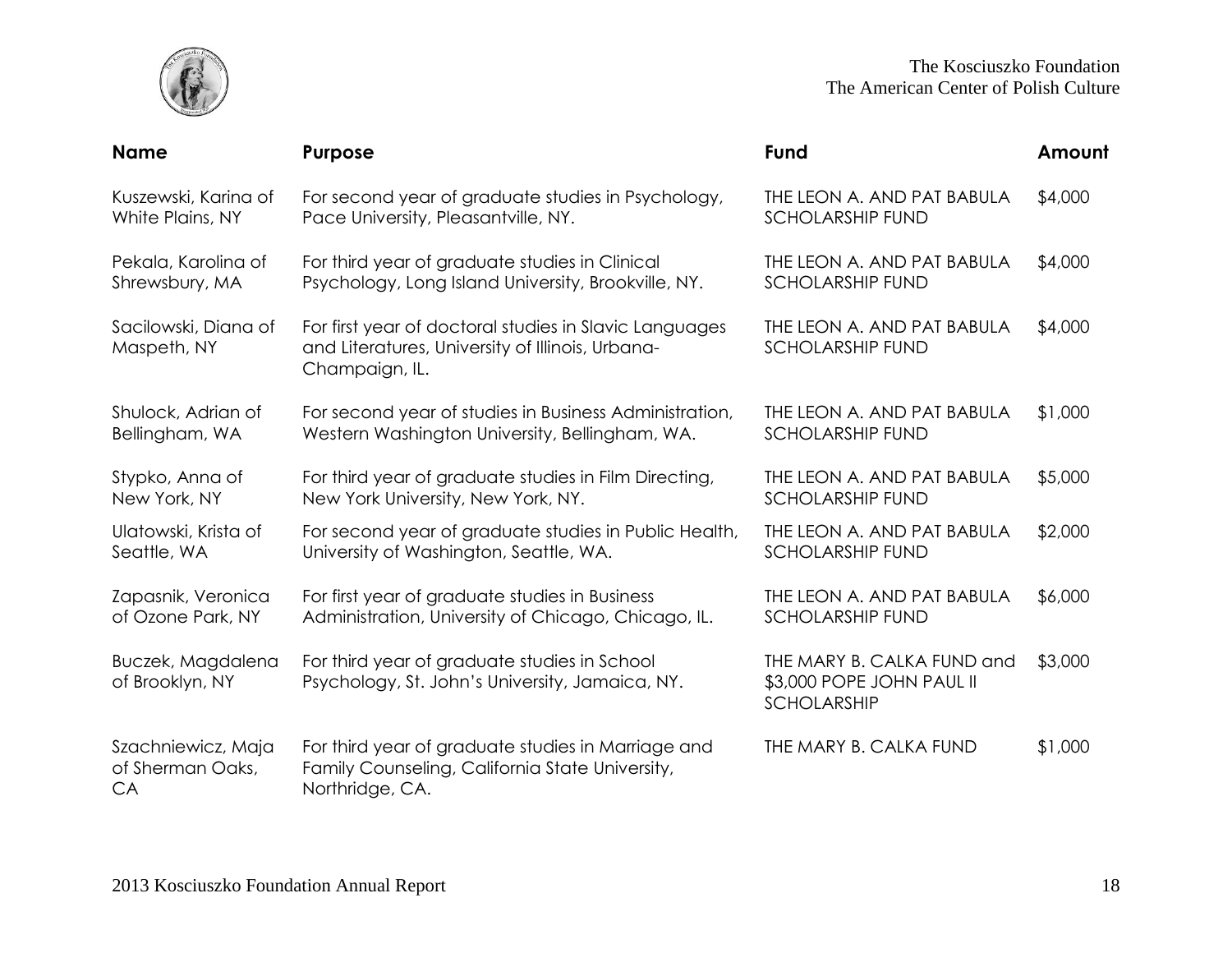| Name | Purpose | Fund | Amount |
| --- | --- | --- | --- |
| Kuszewski, Karina of White Plains, NY | For second year of graduate studies in Psychology, Pace University, Pleasantville, NY. | THE LEON A. AND PAT BABULA SCHOLARSHIP FUND | $4,000 |
| Pekala, Karolina of Shrewsbury, MA | For third year of graduate studies in Clinical Psychology, Long Island University, Brookville, NY. | THE LEON A. AND PAT BABULA SCHOLARSHIP FUND | $4,000 |
| Sacilowski, Diana of Maspeth, NY | For first year of doctoral studies in Slavic Languages and Literatures, University of Illinois, Urbana-Champaign, IL. | THE LEON A. AND PAT BABULA SCHOLARSHIP FUND | $4,000 |
| Shulock, Adrian of Bellingham, WA | For second year of studies in Business Administration, Western Washington University, Bellingham, WA. | THE LEON A. AND PAT BABULA SCHOLARSHIP FUND | $1,000 |
| Stypko, Anna of New York, NY | For third year of graduate studies in Film Directing, New York University, New York, NY. | THE LEON A. AND PAT BABULA SCHOLARSHIP FUND | $5,000 |
| Ulatowski, Krista of Seattle, WA | For second year of graduate studies in Public Health, University of Washington, Seattle, WA. | THE LEON A. AND PAT BABULA SCHOLARSHIP FUND | $2,000 |
| Zapasnik, Veronica of Ozone Park, NY | For first year of graduate studies in Business Administration, University of Chicago, Chicago, IL. | THE LEON A. AND PAT BABULA SCHOLARSHIP FUND | $6,000 |
| Buczek, Magdalena of Brooklyn, NY | For third year of graduate studies in School Psychology, St. John's University, Jamaica, NY. | THE MARY B. CALKA FUND and $3,000 POPE JOHN PAUL II SCHOLARSHIP | $3,000 |
| Szachniewicz, Maja of Sherman Oaks, CA | For third year of graduate studies in Marriage and Family Counseling, California State University, Northridge, CA. | THE MARY B. CALKA FUND | $1,000 |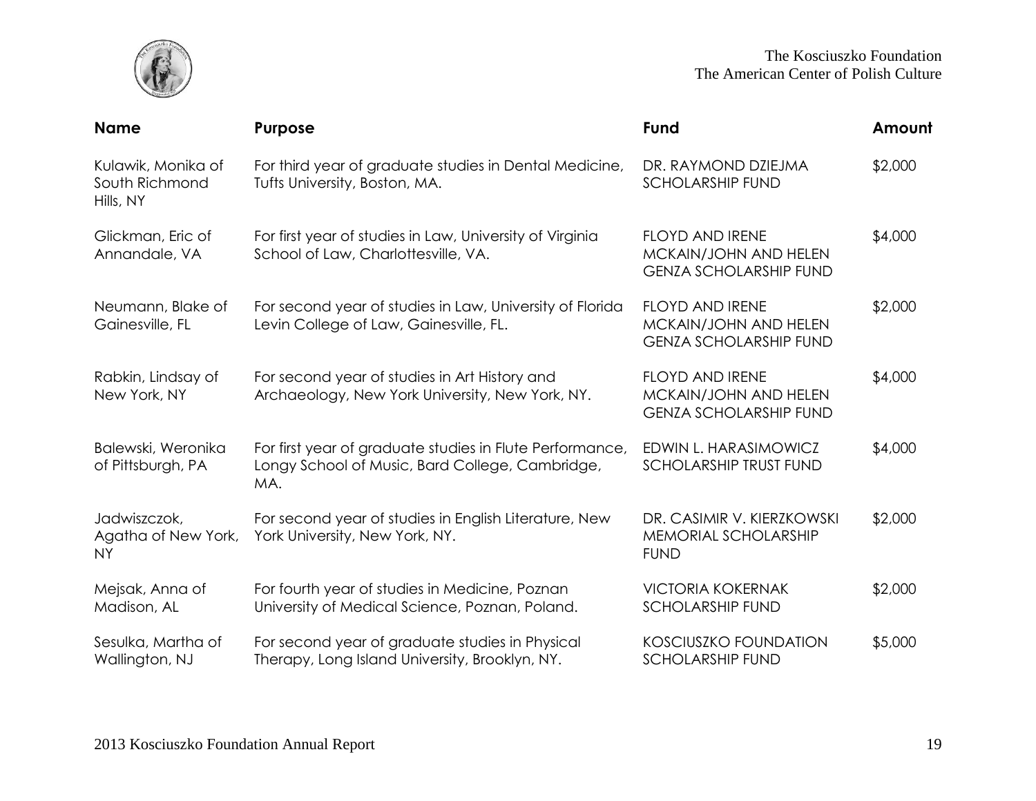| Name | Purpose | Fund | Amount |
|---|---|---|---|
| Kulawik, Monika of South Richmond Hills, NY | For third year of graduate studies in Dental Medicine, Tufts University, Boston, MA. | DR. RAYMOND DZIEJMA SCHOLARSHIP FUND | $2,000 |
| Glickman, Eric of Annandale, VA | For first year of studies in Law, University of Virginia School of Law, Charlottesville, VA. | FLOYD AND IRENE MCKAIN/JOHN AND HELEN GENZA SCHOLARSHIP FUND | $4,000 |
| Neumann, Blake of Gainesville, FL | For second year of studies in Law, University of Florida Levin College of Law, Gainesville, FL. | FLOYD AND IRENE MCKAIN/JOHN AND HELEN GENZA SCHOLARSHIP FUND | $2,000 |
| Rabkin, Lindsay of New York, NY | For second year of studies in Art History and Archaeology, New York University, New York, NY. | FLOYD AND IRENE MCKAIN/JOHN AND HELEN GENZA SCHOLARSHIP FUND | $4,000 |
| Balewski, Weronika of Pittsburgh, PA | For first year of graduate studies in Flute Performance, Longy School of Music, Bard College, Cambridge, MA. | EDWIN L. HARASIMOWICZ SCHOLARSHIP TRUST FUND | $4,000 |
| Jadwiszczok, Agatha of New York, NY | For second year of studies in English Literature, New York University, New York, NY. | DR. CASIMIR V. KIERZKOWSKI MEMORIAL SCHOLARSHIP FUND | $2,000 |
| Mejsak, Anna of Madison, AL | For fourth year of studies in Medicine, Poznan University of Medical Science, Poznan, Poland. | VICTORIA KOKERNAK SCHOLARSHIP FUND | $2,000 |
| Sesulka, Martha of Wallington, NJ | For second year of graduate studies in Physical Therapy, Long Island University, Brooklyn, NY. | KOSCIUSZKO FOUNDATION SCHOLARSHIP FUND | $5,000 |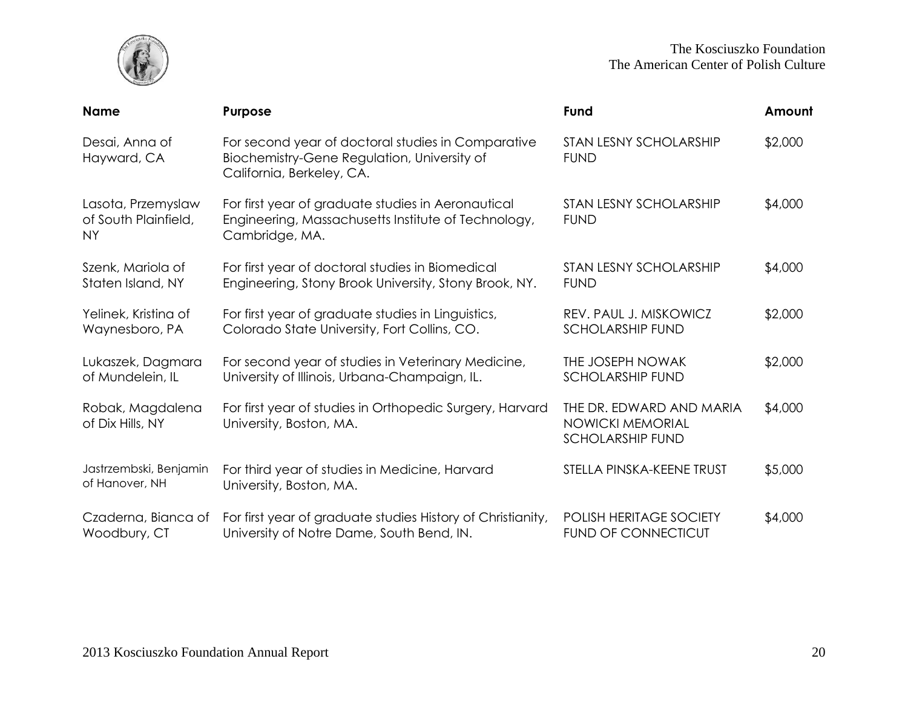| Name | Purpose | Fund | Amount |
| --- | --- | --- | --- |
| Desai, Anna of Hayward, CA | For second year of doctoral studies in Comparative Biochemistry-Gene Regulation, University of California, Berkeley, CA. | STAN LESNY SCHOLARSHIP FUND | $2,000 |
| Lasota, Przemyslaw of South Plainfield, NY | For first year of graduate studies in Aeronautical Engineering, Massachusetts Institute of Technology, Cambridge, MA. | STAN LESNY SCHOLARSHIP FUND | $4,000 |
| Szenk, Mariola of Staten Island, NY | For first year of doctoral studies in Biomedical Engineering, Stony Brook University, Stony Brook, NY. | STAN LESNY SCHOLARSHIP FUND | $4,000 |
| Yelinek, Kristina of Waynesboro, PA | For first year of graduate studies in Linguistics, Colorado State University, Fort Collins, CO. | REV. PAUL J. MISKOWICZ SCHOLARSHIP FUND | $2,000 |
| Lukaszek, Dagmara of Mundelein, IL | For second year of studies in Veterinary Medicine, University of Illinois, Urbana-Champaign, IL. | THE JOSEPH NOWAK SCHOLARSHIP FUND | $2,000 |
| Robak, Magdalena of Dix Hills, NY | For first year of studies in Orthopedic Surgery, Harvard University, Boston, MA. | THE DR. EDWARD AND MARIA NOWICKI MEMORIAL SCHOLARSHIP FUND | $4,000 |
| Jastrzembski, Benjamin of Hanover, NH | For third year of studies in Medicine, Harvard University, Boston, MA. | STELLA PINSKA-KEENE TRUST | $5,000 |
| Czaderna, Bianca of Woodbury, CT | For first year of graduate studies History of Christianity, University of Notre Dame, South Bend, IN. | POLISH HERITAGE SOCIETY FUND OF CONNECTICUT | $4,000 |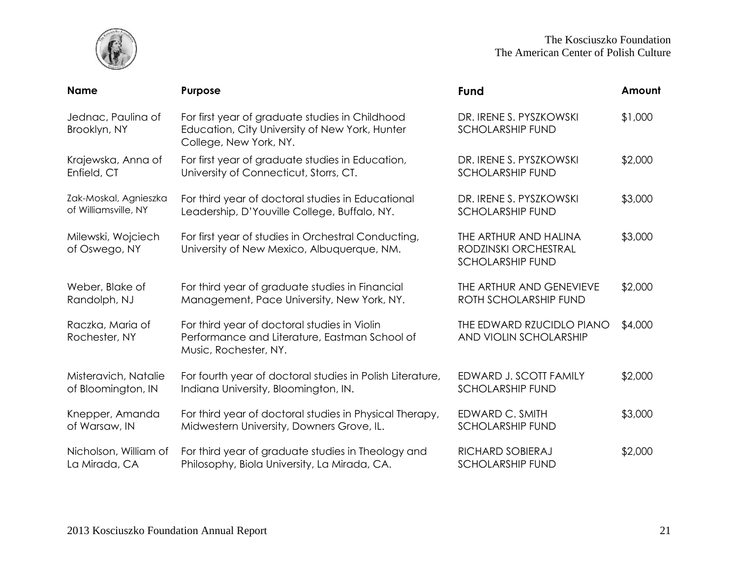| Name | Purpose | Fund | Amount |
| --- | --- | --- | --- |
| Jednac, Paulina of Brooklyn, NY | For first year of graduate studies in Childhood Education, City University of New York, Hunter College, New York, NY. | DR. IRENE S. PYSZKOWSKI SCHOLARSHIP FUND | $1,000 |
| Krajewska, Anna of Enfield, CT | For first year of graduate studies in Education, University of Connecticut, Storrs, CT. | DR. IRENE S. PYSZKOWSKI SCHOLARSHIP FUND | $2,000 |
| Zak-Moskal, Agnieszka of Williamsville, NY | For third year of doctoral studies in Educational Leadership, D'Youville College, Buffalo, NY. | DR. IRENE S. PYSZKOWSKI SCHOLARSHIP FUND | $3,000 |
| Milewski, Wojciech of Oswego, NY | For first year of studies in Orchestral Conducting, University of New Mexico, Albuquerque, NM. | THE ARTHUR AND HALINA RODZINSKI ORCHESTRAL SCHOLARSHIP FUND | $3,000 |
| Weber, Blake of Randolph, NJ | For third year of graduate studies in Financial Management, Pace University, New York, NY. | THE ARTHUR AND GENEVIEVE ROTH SCHOLARSHIP FUND | $2,000 |
| Raczka, Maria of Rochester, NY | For third year of doctoral studies in Violin Performance and Literature, Eastman School of Music, Rochester, NY. | THE EDWARD RZUCIDLO PIANO AND VIOLIN SCHOLARSHIP | $4,000 |
| Misteravich, Natalie of Bloomington, IN | For fourth year of doctoral studies in Polish Literature, Indiana University, Bloomington, IN. | EDWARD J. SCOTT FAMILY SCHOLARSHIP FUND | $2,000 |
| Knepper, Amanda of Warsaw, IN | For third year of doctoral studies in Physical Therapy, Midwestern University, Downers Grove, IL. | EDWARD C. SMITH SCHOLARSHIP FUND | $3,000 |
| Nicholson, William of La Mirada, CA | For third year of graduate studies in Theology and Philosophy, Biola University, La Mirada, CA. | RICHARD SOBIERAJ SCHOLARSHIP FUND | $2,000 |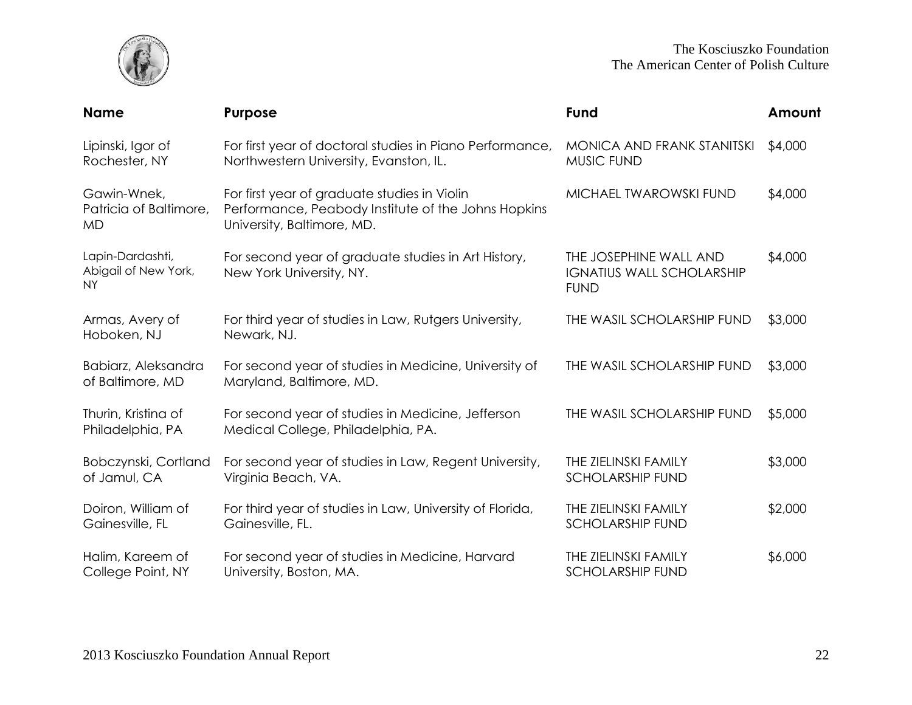| Name | Purpose | Fund | Amount |
|---|---|---|---|
| Lipinski, Igor of Rochester, NY | For first year of doctoral studies in Piano Performance, Northwestern University, Evanston, IL. | MONICA AND FRANK STANITSKI MUSIC FUND | $4,000 |
| Gawin-Wnek, Patricia of Baltimore, MD | For first year of graduate studies in Violin Performance, Peabody Institute of the Johns Hopkins University, Baltimore, MD. | MICHAEL TWAROWSKI FUND | $4,000 |
| Lapin-Dardashti, Abigail of New York, NY | For second year of graduate studies in Art History, New York University, NY. | THE JOSEPHINE WALL AND IGNATIUS WALL SCHOLARSHIP FUND | $4,000 |
| Armas, Avery of Hoboken, NJ | For third year of studies in Law, Rutgers University, Newark, NJ. | THE WASIL SCHOLARSHIP FUND | $3,000 |
| Babiarz, Aleksandra of Baltimore, MD | For second year of studies in Medicine, University of Maryland, Baltimore, MD. | THE WASIL SCHOLARSHIP FUND | $3,000 |
| Thurin, Kristina of Philadelphia, PA | For second year of studies in Medicine, Jefferson Medical College, Philadelphia, PA. | THE WASIL SCHOLARSHIP FUND | $5,000 |
| Bobczynski, Cortland of Jamul, CA | For second year of studies in Law, Regent University, Virginia Beach, VA. | THE ZIELINSKI FAMILY SCHOLARSHIP FUND | $3,000 |
| Doiron, William of Gainesville, FL | For third year of studies in Law, University of Florida, Gainesville, FL. | THE ZIELINSKI FAMILY SCHOLARSHIP FUND | $2,000 |
| Halim, Kareem of College Point, NY | For second year of studies in Medicine, Harvard University, Boston, MA. | THE ZIELINSKI FAMILY SCHOLARSHIP FUND | $6,000 |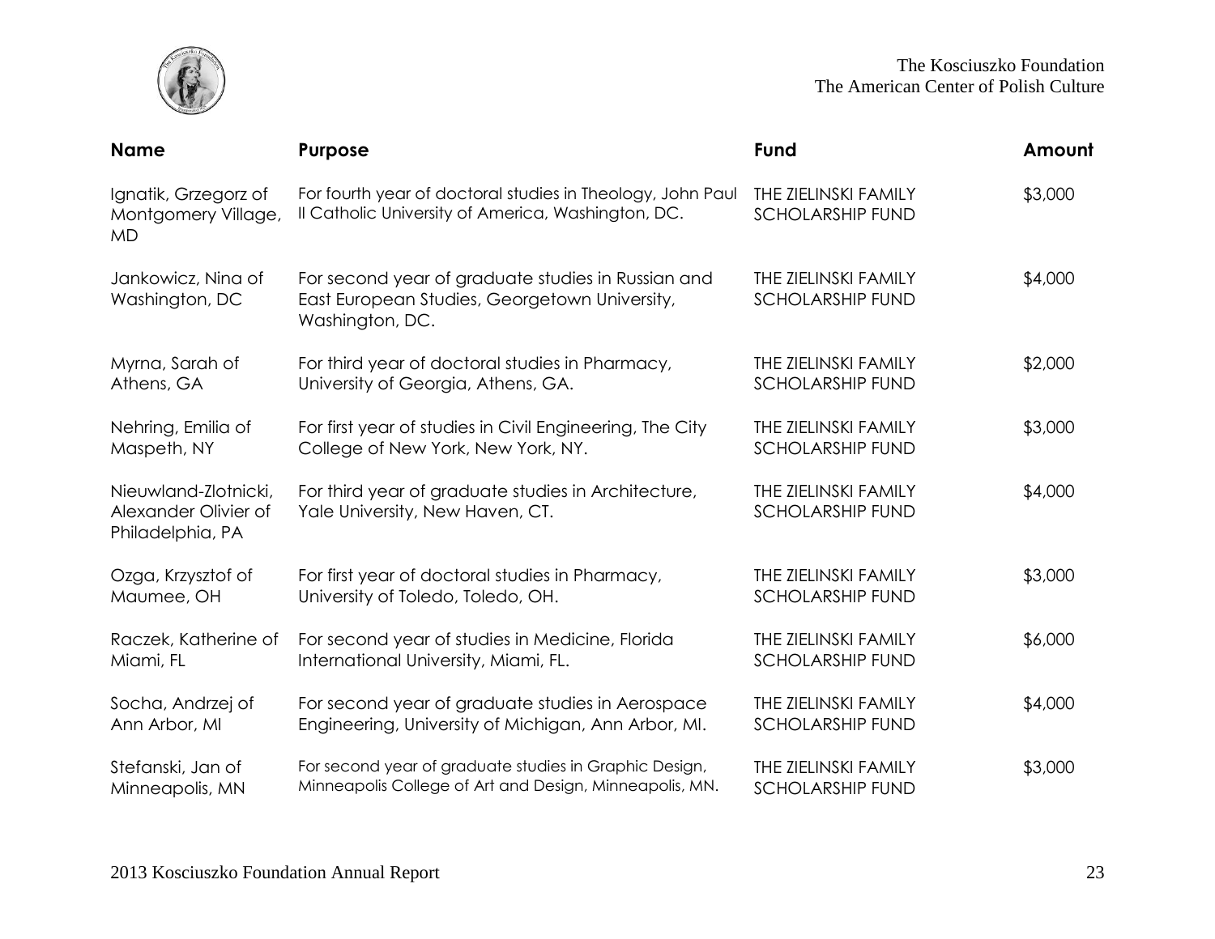| Name | Purpose | Fund | Amount |
|---|---|---|---|
| Ignatik, Grzegorz of Montgomery Village, MD | For fourth year of doctoral studies in Theology, John Paul II Catholic University of America, Washington, DC. | THE ZIELINSKI FAMILY SCHOLARSHIP FUND | $3,000 |
| Jankowicz, Nina of Washington, DC | For second year of graduate studies in Russian and East European Studies, Georgetown University, Washington, DC. | THE ZIELINSKI FAMILY SCHOLARSHIP FUND | $4,000 |
| Myrna, Sarah of Athens, GA | For third year of doctoral studies in Pharmacy, University of Georgia, Athens, GA. | THE ZIELINSKI FAMILY SCHOLARSHIP FUND | $2,000 |
| Nehring, Emilia of Maspeth, NY | For first year of studies in Civil Engineering, The City College of New York, New York, NY. | THE ZIELINSKI FAMILY SCHOLARSHIP FUND | $3,000 |
| Nieuwland-Zlotnicki, Alexander Olivier of Philadelphia, PA | For third year of graduate studies in Architecture, Yale University, New Haven, CT. | THE ZIELINSKI FAMILY SCHOLARSHIP FUND | $4,000 |
| Ozga, Krzysztof of Maumee, OH | For first year of doctoral studies in Pharmacy, University of Toledo, Toledo, OH. | THE ZIELINSKI FAMILY SCHOLARSHIP FUND | $3,000 |
| Raczek, Katherine of Miami, FL | For second year of studies in Medicine, Florida International University, Miami, FL. | THE ZIELINSKI FAMILY SCHOLARSHIP FUND | $6,000 |
| Socha, Andrzej of Ann Arbor, MI | For second year of graduate studies in Aerospace Engineering, University of Michigan, Ann Arbor, MI. | THE ZIELINSKI FAMILY SCHOLARSHIP FUND | $4,000 |
| Stefanski, Jan of Minneapolis, MN | For second year of graduate studies in Graphic Design, Minneapolis College of Art and Design, Minneapolis, MN. | THE ZIELINSKI FAMILY SCHOLARSHIP FUND | $3,000 |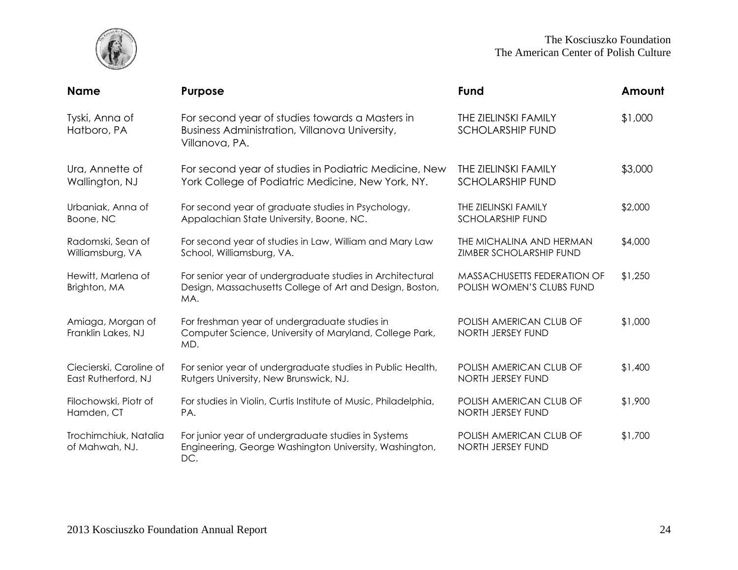| Name | Purpose | Fund | Amount |
|---|---|---|---|
| Tyski, Anna of Hatboro, PA | For second year of studies towards a Masters in Business Administration, Villanova University, Villanova, PA. | THE ZIELINSKI FAMILY SCHOLARSHIP FUND | $1,000 |
| Ura, Annette of Wallington, NJ | For second year of studies in Podiatric Medicine, New York College of Podiatric Medicine, New York, NY. | THE ZIELINSKI FAMILY SCHOLARSHIP FUND | $3,000 |
| Urbaniak, Anna of Boone, NC | For second year of graduate studies in Psychology, Appalachian State University, Boone, NC. | THE ZIELINSKI FAMILY SCHOLARSHIP FUND | $2,000 |
| Radomski, Sean of Williamsburg, VA | For second year of studies in Law, William and Mary Law School, Williamsburg, VA. | THE MICHALINA AND HERMAN ZIMBER SCHOLARSHIP FUND | $4,000 |
| Hewitt, Marlena of Brighton, MA | For senior year of undergraduate studies in Architectural Design, Massachusetts College of Art and Design, Boston, MA. | MASSACHUSETTS FEDERATION OF POLISH WOMEN'S CLUBS FUND | $1,250 |
| Amiaga, Morgan of Franklin Lakes, NJ | For freshman year of undergraduate studies in Computer Science, University of Maryland, College Park, MD. | POLISH AMERICAN CLUB OF NORTH JERSEY FUND | $1,000 |
| Ciecierski, Caroline of East Rutherford, NJ | For senior year of undergraduate studies in Public Health, Rutgers University, New Brunswick, NJ. | POLISH AMERICAN CLUB OF NORTH JERSEY FUND | $1,400 |
| Filochowski, Piotr of Hamden, CT | For studies in Violin, Curtis Institute of Music, Philadelphia, PA. | POLISH AMERICAN CLUB OF NORTH JERSEY FUND | $1,900 |
| Trochimchiuk, Natalia of Mahwah, NJ. | For junior year of undergraduate studies in Systems Engineering, George Washington University, Washington, DC. | POLISH AMERICAN CLUB OF NORTH JERSEY FUND | $1,700 |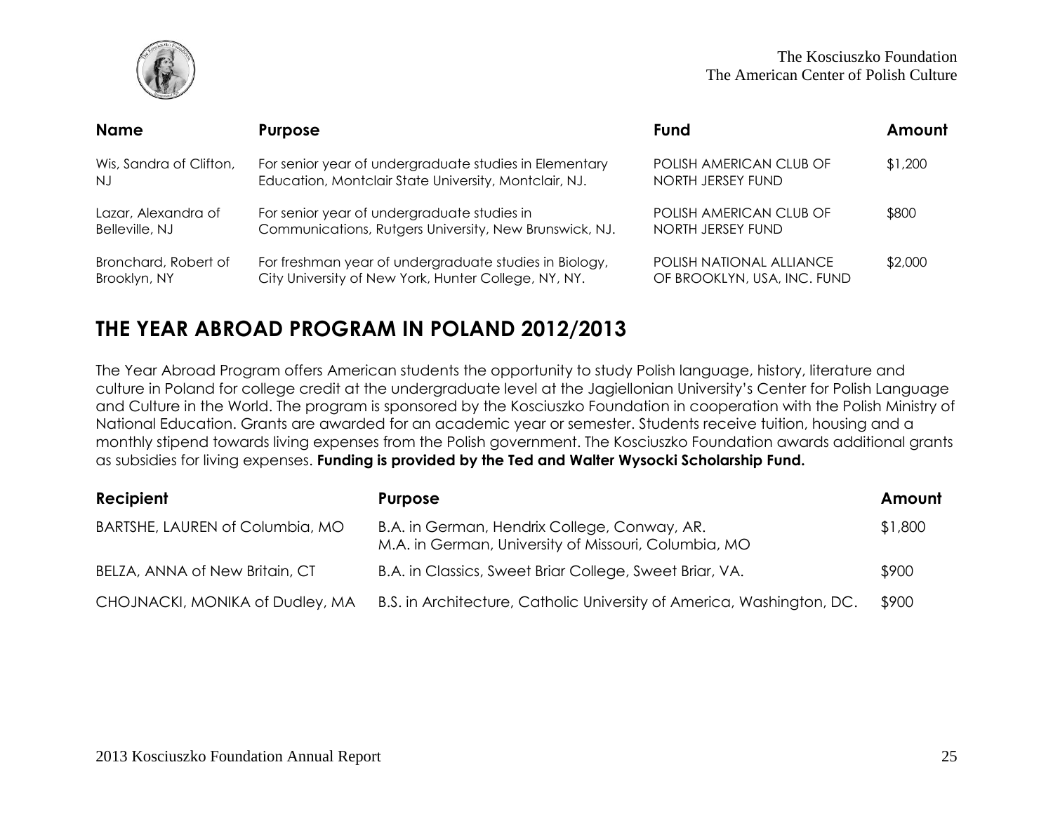| Name | Purpose | Fund | Amount |
|---|---|---|---|
| Wis, Sandra of Clifton, NJ | For senior year of undergraduate studies in Elementary Education, Montclair State University, Montclair, NJ. | POLISH AMERICAN CLUB OF NORTH JERSEY FUND | $1,200 |
| Lazar, Alexandra of Belleville, NJ | For senior year of undergraduate studies in Communications, Rutgers University, New Brunswick, NJ. | POLISH AMERICAN CLUB OF NORTH JERSEY FUND | $800 |
| Bronchard, Robert of Brooklyn, NY | For freshman year of undergraduate studies in Biology, City University of New York, Hunter College, NY, NY. | POLISH NATIONAL ALLIANCE OF BROOKLYN, USA, INC. FUND | $2,000 |

## THE YEAR ABROAD PROGRAM IN POLAND 2012/2013

The Year Abroad Program offers American students the opportunity to study Polish language, history, literature and culture in Poland for college credit at the undergraduate level at the Jagiellonian University's Center for Polish Language and Culture in the World. The program is sponsored by the Kosciuszko Foundation in cooperation with the Polish Ministry of National Education. Grants are awarded for an academic year or semester. Students receive tuition, housing and a monthly stipend towards living expenses from the Polish government. The Kosciuszko Foundation awards additional grants as subsidies for living expenses. **Funding is provided by the Ted and Walter Wysocki Scholarship Fund.**

| Recipient | Purpose | Amount |
|---|---|---|
| BARTSHE, LAUREN of Columbia, MO | B.A. in German, Hendrix College, Conway, AR. M.A. in German, University of Missouri, Columbia, MO | $1,800 |
| BELZA, ANNA of New Britain, CT | B.A. in Classics, Sweet Briar College, Sweet Briar, VA. | $900 |
| CHOJNACKI, MONIKA of Dudley, MA | B.S. in Architecture, Catholic University of America, Washington, DC. | $900 |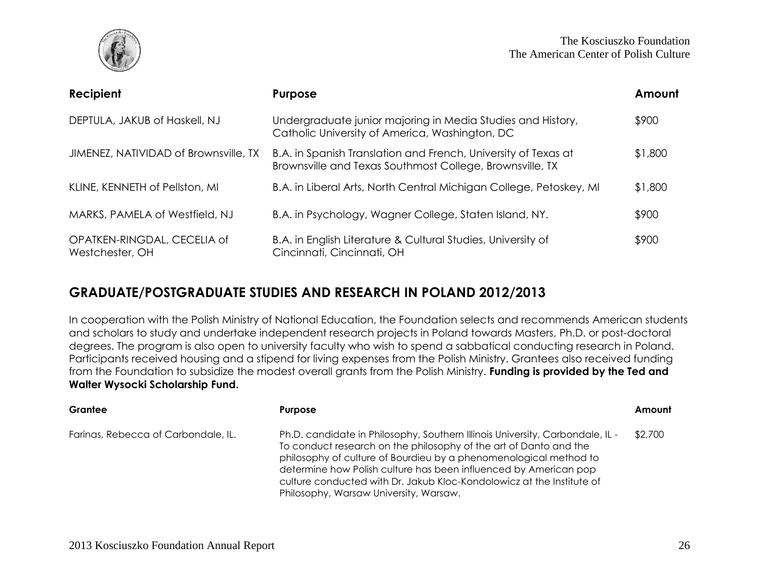| Recipient | Purpose | Amount |
|---|---|---|
| DEPTULA, JAKUB of Haskell, NJ | Undergraduate junior majoring in Media Studies and History, Catholic University of America, Washington, DC | $900 |
| JIMENEZ, NATIVIDAD of Brownsville, TX | B.A. in Spanish Translation and French, University of Texas at Brownsville and Texas Southmost College, Brownsville, TX | $1,800 |
| KLINE, KENNETH of Pellston, MI | B.A. in Liberal Arts, North Central Michigan College, Petoskey, MI | $1,800 |
| MARKS, PAMELA of Westfield, NJ | B.A. in Psychology, Wagner College, Staten Island, NY. | $900 |
| OPATKEN-RINGDAL, CECELIA of Westchester, OH | B.A. in English Literature & Cultural Studies, University of Cincinnati, Cincinnati, OH | $900 |

## GRADUATE/POSTGRADUATE STUDIES AND RESEARCH IN POLAND 2012/2013

In cooperation with the Polish Ministry of National Education, the Foundation selects and recommends American students and scholars to study and undertake independent research projects in Poland towards Masters, Ph.D. or post-doctoral degrees. The program is also open to university faculty who wish to spend a sabbatical conducting research in Poland. Participants received housing and a stipend for living expenses from the Polish Ministry. Grantees also received funding from the Foundation to subsidize the modest overall grants from the Polish Ministry. **Funding is provided by the Ted and Walter Wysocki Scholarship Fund.**

| Grantee | Purpose | Amount |
|---|---|---|
| Farinas, Rebecca of Carbondale, IL. | Ph.D. candidate in Philosophy, Southern Illinois University, Carbondale, IL - To conduct research on the philosophy of the art of Danto and the philosophy of culture of Bourdieu by a phenomenological method to determine how Polish culture has been influenced by American pop culture conducted with Dr. Jakub Kloc-Kondolowicz at the Institute of Philosophy, Warsaw University, Warsaw. | $2,700 |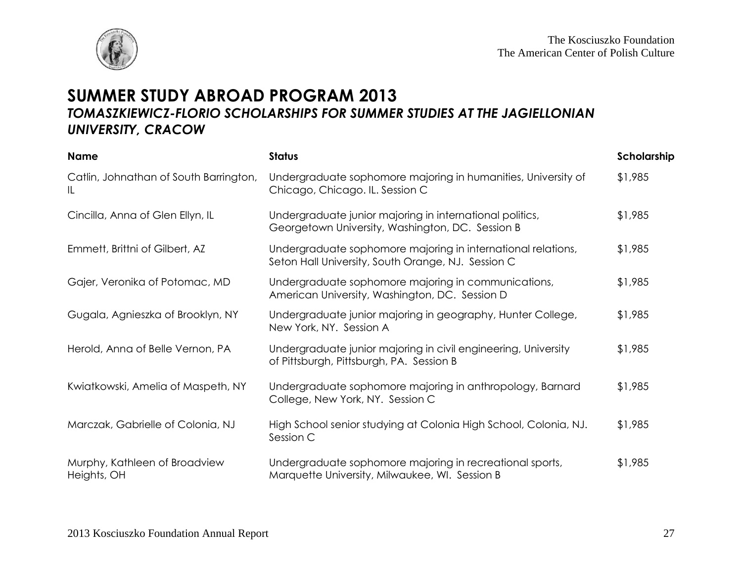## SUMMER STUDY ABROAD PROGRAM 2013

### *TOMASZKIEWICZ-FLORIO SCHOLARSHIPS FOR SUMMER STUDIES AT THE JAGIELLONIAN UNIVERSITY, CRACOW*

| Name | Status | Scholarship |
|---|---|---|
| Catlin, Johnathan of South Barrington, IL | Undergraduate sophomore majoring in humanities, University of Chicago, Chicago. IL. Session C | $1,985 |
| Cincilla, Anna of Glen Ellyn, IL | Undergraduate junior majoring in international politics, Georgetown University, Washington, DC. Session B | $1,985 |
| Emmett, Brittni of Gilbert, AZ | Undergraduate sophomore majoring in international relations, Seton Hall University, South Orange, NJ. Session C | $1,985 |
| Gajer, Veronika of Potomac, MD | Undergraduate sophomore majoring in communications, American University, Washington, DC. Session D | $1,985 |
| Gugala, Agnieszka of Brooklyn, NY | Undergraduate junior majoring in geography, Hunter College, New York, NY. Session A | $1,985 |
| Herold, Anna of Belle Vernon, PA | Undergraduate junior majoring in civil engineering, University of Pittsburgh, Pittsburgh, PA. Session B | $1,985 |
| Kwiatkowski, Amelia of Maspeth, NY | Undergraduate sophomore majoring in anthropology, Barnard College, New York, NY. Session C | $1,985 |
| Marczak, Gabrielle of Colonia, NJ | High School senior studying at Colonia High School, Colonia, NJ. Session C | $1,985 |
| Murphy, Kathleen of Broadview Heights, OH | Undergraduate sophomore majoring in recreational sports, Marquette University, Milwaukee, WI. Session B | $1,985 |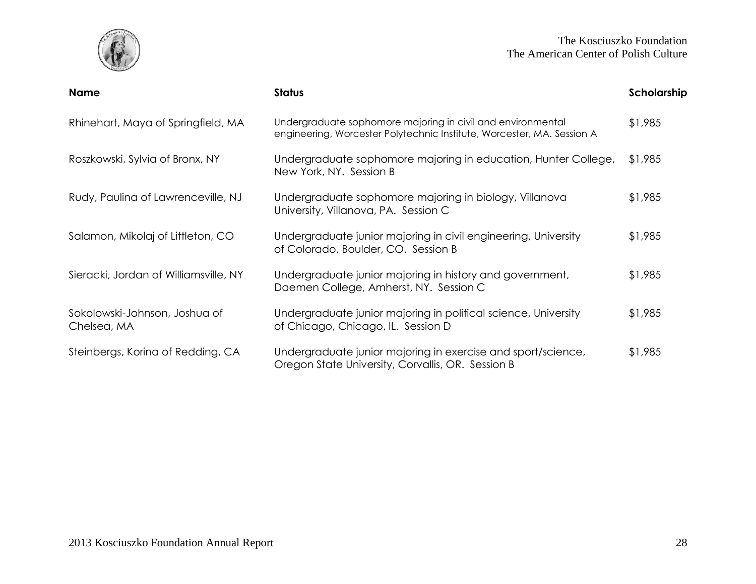| Name | Status | Scholarship |
|---|---|---|
| Rhinehart, Maya of Springfield, MA | Undergraduate sophomore majoring in civil and environmental engineering, Worcester Polytechnic Institute, Worcester, MA. Session A | \$1,985 |
| Roszkowski, Sylvia of Bronx, NY | Undergraduate sophomore majoring in education, Hunter College, New York, NY. Session B | \$1,985 |
| Rudy, Paulina of Lawrenceville, NJ | Undergraduate sophomore majoring in biology, Villanova University, Villanova, PA. Session C | \$1,985 |
| Salamon, Mikolaj of Littleton, CO | Undergraduate junior majoring in civil engineering, University of Colorado, Boulder, CO. Session B | \$1,985 |
| Sieracki, Jordan of Williamsville, NY | Undergraduate junior majoring in history and government, Daemen College, Amherst, NY. Session C | \$1,985 |
| Sokolowski-Johnson, Joshua of Chelsea, MA | Undergraduate junior majoring in political science, University of Chicago, Chicago, IL. Session D | \$1,985 |
| Steinbergs, Korina of Redding, CA | Undergraduate junior majoring in exercise and sport/science, Oregon State University, Corvallis, OR. Session B | \$1,985 |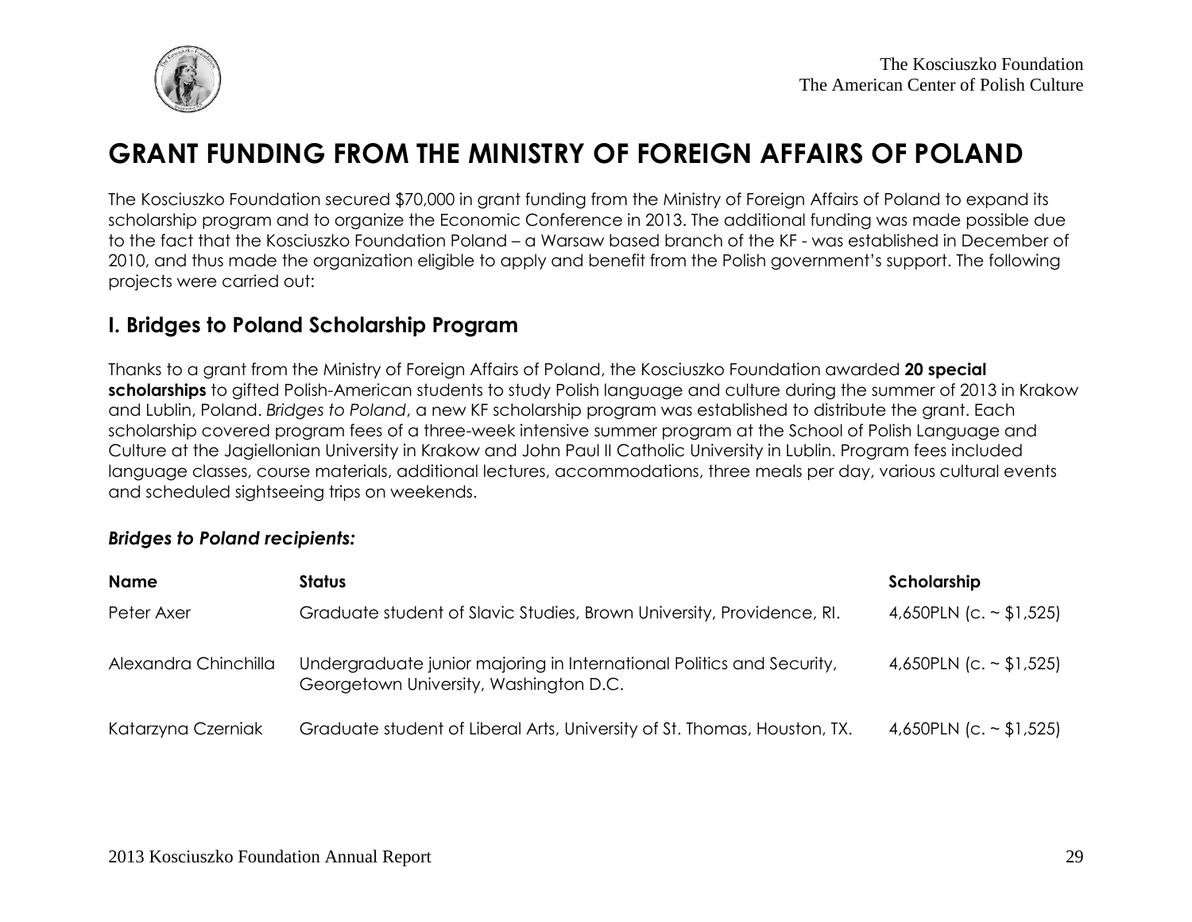# GRANT FUNDING FROM THE MINISTRY OF FOREIGN AFFAIRS OF POLAND

The Kosciuszko Foundation secured $70,000 in grant funding from the Ministry of Foreign Affairs of Poland to expand its scholarship program and to organize the Economic Conference in 2013. The additional funding was made possible due to the fact that the Kosciuszko Foundation Poland – a Warsaw based branch of the KF - was established in December of 2010, and thus made the organization eligible to apply and benefit from the Polish government's support. The following projects were carried out:

## I. Bridges to Poland Scholarship Program

Thanks to a grant from the Ministry of Foreign Affairs of Poland, the Kosciuszko Foundation awarded **20 special scholarships** to gifted Polish-American students to study Polish language and culture during the summer of 2013 in Krakow and Lublin, Poland. *Bridges to Poland*, a new KF scholarship program was established to distribute the grant. Each scholarship covered program fees of a three-week intensive summer program at the School of Polish Language and Culture at the Jagiellonian University in Krakow and John Paul II Catholic University in Lublin. Program fees included language classes, course materials, additional lectures, accommodations, three meals per day, various cultural events and scheduled sightseeing trips on weekends.

***Bridges to Poland recipients:***

| Name | Status | Scholarship |
|---|---|---|
| Peter Axer | Graduate student of Slavic Studies, Brown University, Providence, RI. | 4,650PLN (c. ~ $1,525) |
| Alexandra Chinchilla | Undergraduate junior majoring in International Politics and Security, Georgetown University, Washington D.C. | 4,650PLN (c. ~ $1,525) |
| Katarzyna Czerniak | Graduate student of Liberal Arts, University of St. Thomas, Houston, TX. | 4,650PLN (c. ~ $1,525) |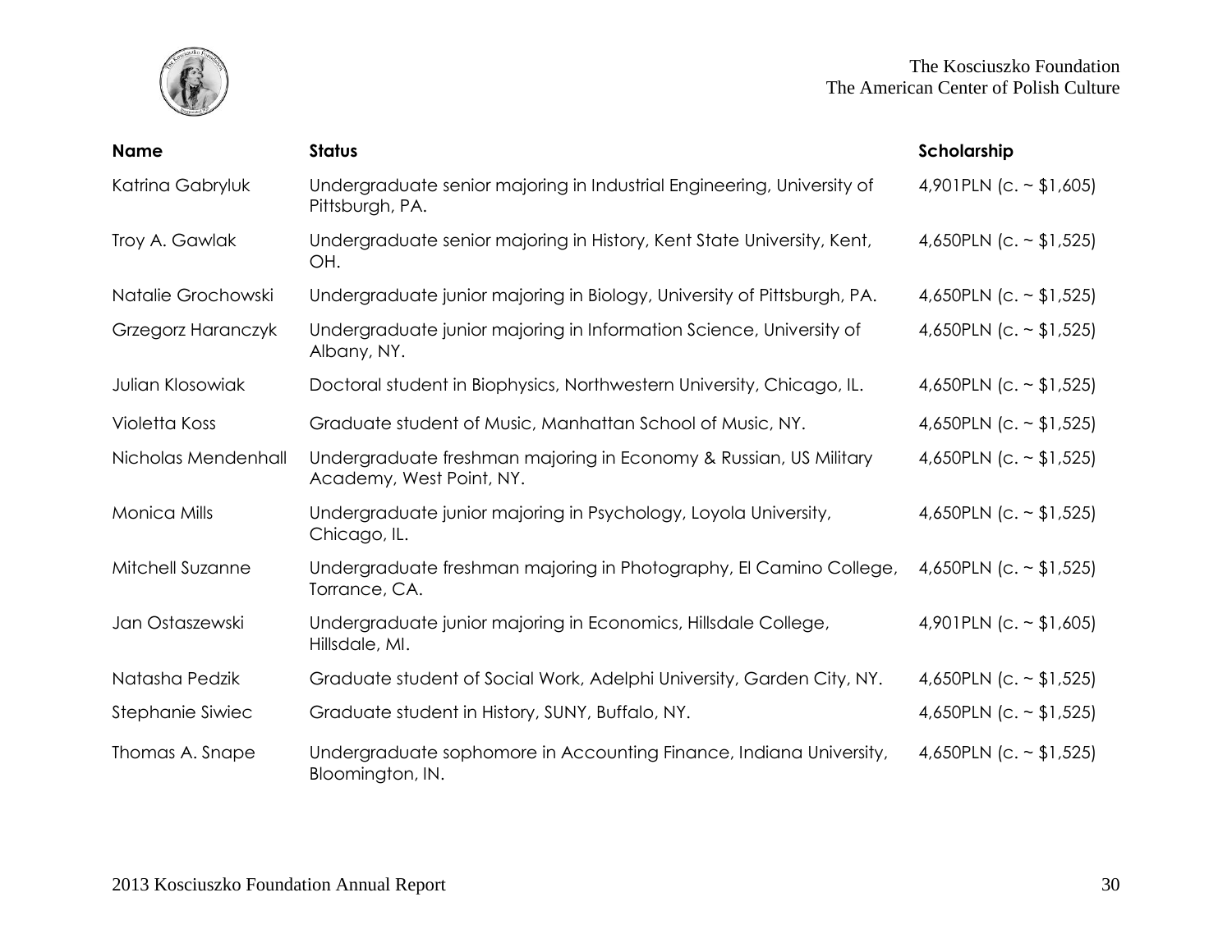| Name | Status | Scholarship |
|---|---|---|
| Katrina Gabryluk | Undergraduate senior majoring in Industrial Engineering, University of Pittsburgh, PA. | 4,901PLN (c. ~ $1,605) |
| Troy A. Gawlak | Undergraduate senior majoring in History, Kent State University, Kent, OH. | 4,650PLN (c. ~ $1,525) |
| Natalie Grochowski | Undergraduate junior majoring in Biology, University of Pittsburgh, PA. | 4,650PLN (c. ~ $1,525) |
| Grzegorz Haranczyk | Undergraduate junior majoring in Information Science, University of Albany, NY. | 4,650PLN (c. ~ $1,525) |
| Julian Klosowiak | Doctoral student in Biophysics, Northwestern University, Chicago, IL. | 4,650PLN (c. ~ $1,525) |
| Violetta Koss | Graduate student of Music, Manhattan School of Music, NY. | 4,650PLN (c. ~ $1,525) |
| Nicholas Mendenhall | Undergraduate freshman majoring in Economy & Russian, US Military Academy, West Point, NY. | 4,650PLN (c. ~ $1,525) |
| Monica Mills | Undergraduate junior majoring in Psychology, Loyola University, Chicago, IL. | 4,650PLN (c. ~ $1,525) |
| Mitchell Suzanne | Undergraduate freshman majoring in Photography, El Camino College, Torrance, CA. | 4,650PLN (c. ~ $1,525) |
| Jan Ostaszewski | Undergraduate junior majoring in Economics, Hillsdale College, Hillsdale, MI. | 4,901PLN (c. ~ $1,605) |
| Natasha Pedzik | Graduate student of Social Work, Adelphi University, Garden City, NY. | 4,650PLN (c. ~ $1,525) |
| Stephanie Siwiec | Graduate student in History, SUNY, Buffalo, NY. | 4,650PLN (c. ~ $1,525) |
| Thomas A. Snape | Undergraduate sophomore in Accounting Finance, Indiana University, Bloomington, IN. | 4,650PLN (c. ~ $1,525) |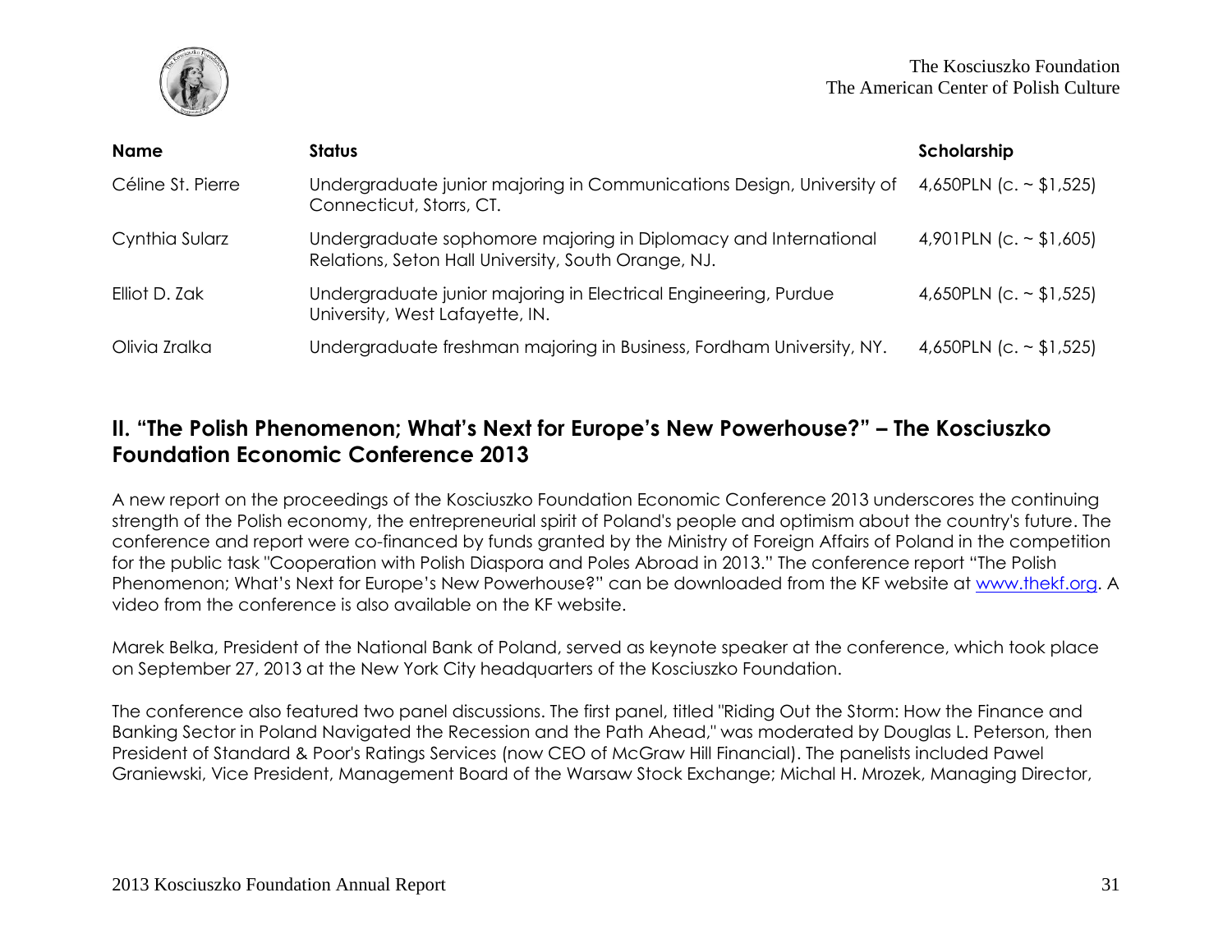| Name | Status | Scholarship |
|---|---|---|
| Céline St. Pierre | Undergraduate junior majoring in Communications Design, University of Connecticut, Storrs, CT. | 4,650PLN (c. ~ $1,525) |
| Cynthia Sularz | Undergraduate sophomore majoring in Diplomacy and International Relations, Seton Hall University, South Orange, NJ. | 4,901PLN (c. ~ $1,605) |
| Elliot D. Zak | Undergraduate junior majoring in Electrical Engineering, Purdue University, West Lafayette, IN. | 4,650PLN (c. ~ $1,525) |
| Olivia Zralka | Undergraduate freshman majoring in Business, Fordham University, NY. | 4,650PLN (c. ~ $1,525) |

## II. "The Polish Phenomenon; What's Next for Europe's New Powerhouse?" – The Kosciuszko Foundation Economic Conference 2013

A new report on the proceedings of the Kosciuszko Foundation Economic Conference 2013 underscores the continuing strength of the Polish economy, the entrepreneurial spirit of Poland's people and optimism about the country's future. The conference and report were co-financed by funds granted by the Ministry of Foreign Affairs of Poland in the competition for the public task "Cooperation with Polish Diaspora and Poles Abroad in 2013." The conference report "The Polish Phenomenon; What's Next for Europe's New Powerhouse?" can be downloaded from the KF website at www.thekf.org. A video from the conference is also available on the KF website.

Marek Belka, President of the National Bank of Poland, served as keynote speaker at the conference, which took place on September 27, 2013 at the New York City headquarters of the Kosciuszko Foundation.

The conference also featured two panel discussions. The first panel, titled "Riding Out the Storm: How the Finance and Banking Sector in Poland Navigated the Recession and the Path Ahead," was moderated by Douglas L. Peterson, then President of Standard & Poor's Ratings Services (now CEO of McGraw Hill Financial). The panelists included Pawel Graniewski, Vice President, Management Board of the Warsaw Stock Exchange; Michal H. Mrozek, Managing Director,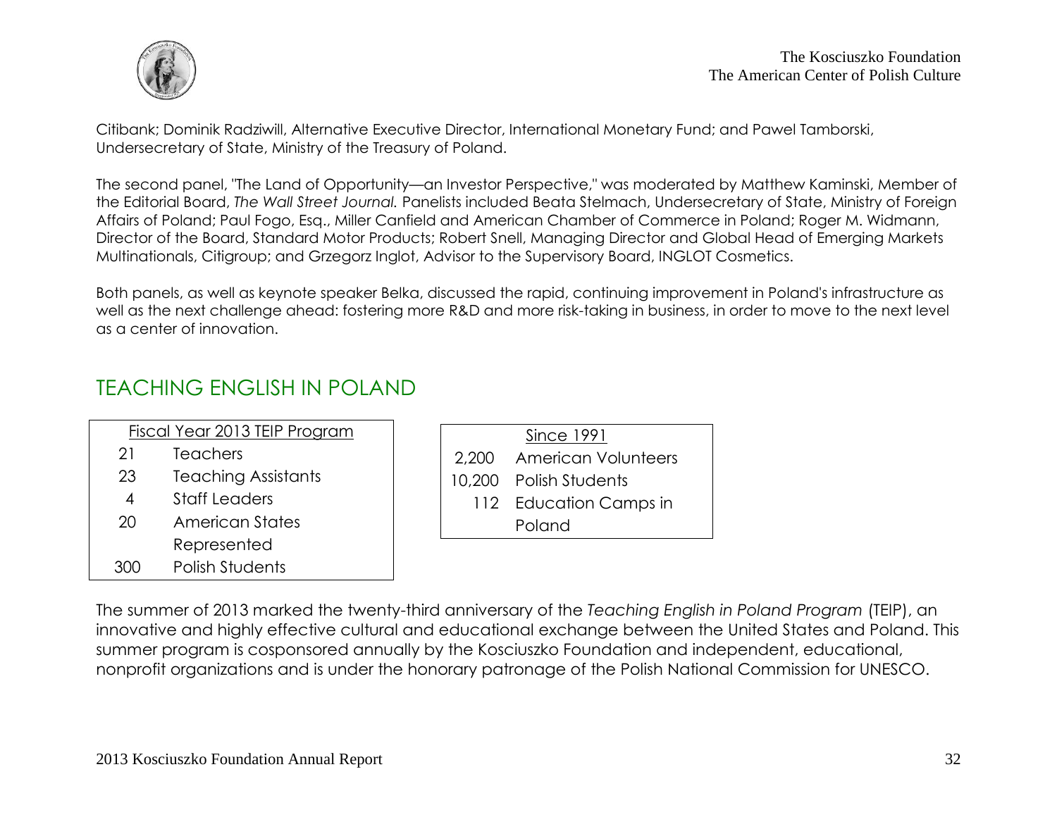Citibank; Dominik Radziwill, Alternative Executive Director, International Monetary Fund; and Pawel Tamborski, Undersecretary of State, Ministry of the Treasury of Poland.

The second panel, "The Land of Opportunity—an Investor Perspective," was moderated by Matthew Kaminski, Member of the Editorial Board, *The Wall Street Journal.* Panelists included Beata Stelmach, Undersecretary of State, Ministry of Foreign Affairs of Poland; Paul Fogo, Esq., Miller Canfield and American Chamber of Commerce in Poland; Roger M. Widmann, Director of the Board, Standard Motor Products; Robert Snell, Managing Director and Global Head of Emerging Markets Multinationals, Citigroup; and Grzegorz Inglot, Advisor to the Supervisory Board, INGLOT Cosmetics.

Both panels, as well as keynote speaker Belka, discussed the rapid, continuing improvement in Poland's infrastructure as well as the next challenge ahead: fostering more R&D and more risk-taking in business, in order to move to the next level as a center of innovation.

## TEACHING ENGLISH IN POLAND

| Fiscal Year 2013 TEIP Program | |
|---|---|
| 21 | Teachers |
| 23 | Teaching Assistants |
| 4 | Staff Leaders |
| 20 | American States Represented |
| 300 | Polish Students |

| Since 1991 | |
|---|---|
| 2,200 | American Volunteers |
| 10,200 | Polish Students |
| 112 | Education Camps in Poland |

The summer of 2013 marked the twenty-third anniversary of the *Teaching English in Poland Program* (TEIP), an innovative and highly effective cultural and educational exchange between the United States and Poland. This summer program is cosponsored annually by the Kosciuszko Foundation and independent, educational, nonprofit organizations and is under the honorary patronage of the Polish National Commission for UNESCO.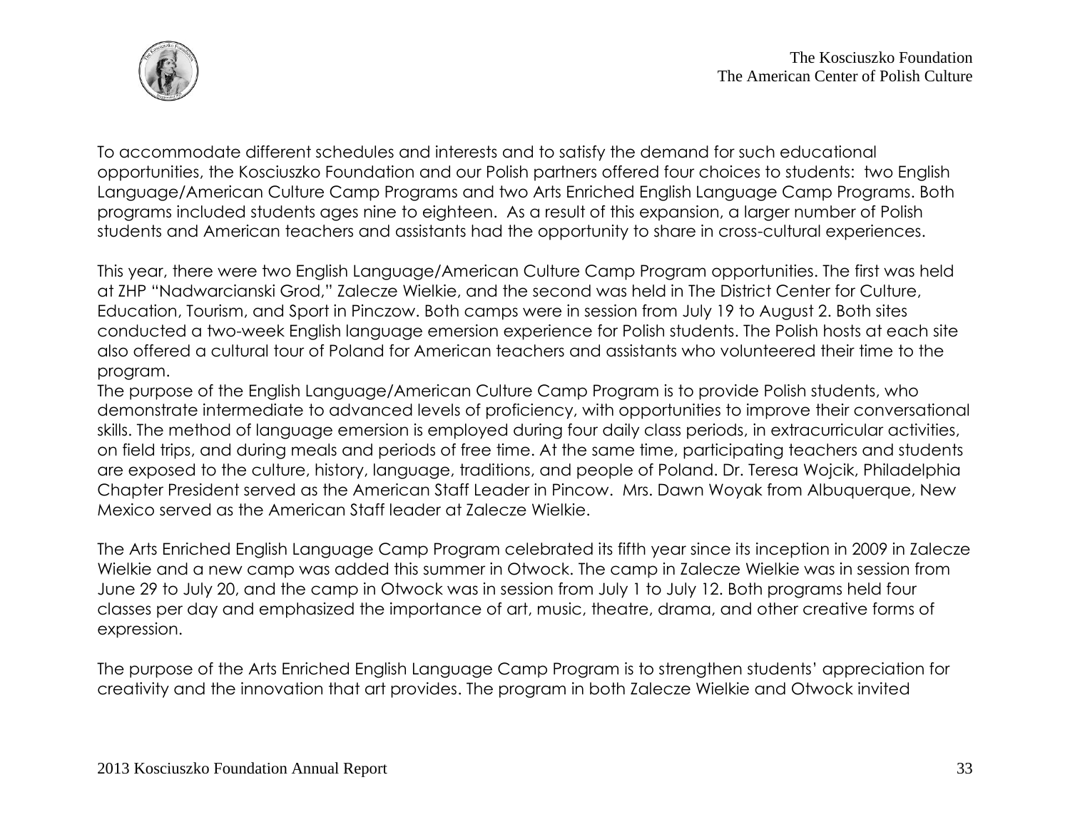To accommodate different schedules and interests and to satisfy the demand for such educational opportunities, the Kosciuszko Foundation and our Polish partners offered four choices to students: two English Language/American Culture Camp Programs and two Arts Enriched English Language Camp Programs. Both programs included students ages nine to eighteen. As a result of this expansion, a larger number of Polish students and American teachers and assistants had the opportunity to share in cross-cultural experiences.

This year, there were two English Language/American Culture Camp Program opportunities. The first was held at ZHP "Nadwarcianski Grod," Zalecze Wielkie, and the second was held in The District Center for Culture, Education, Tourism, and Sport in Pinczow. Both camps were in session from July 19 to August 2. Both sites conducted a two-week English language emersion experience for Polish students. The Polish hosts at each site also offered a cultural tour of Poland for American teachers and assistants who volunteered their time to the program.

The purpose of the English Language/American Culture Camp Program is to provide Polish students, who demonstrate intermediate to advanced levels of proficiency, with opportunities to improve their conversational skills. The method of language emersion is employed during four daily class periods, in extracurricular activities, on field trips, and during meals and periods of free time. At the same time, participating teachers and students are exposed to the culture, history, language, traditions, and people of Poland. Dr. Teresa Wojcik, Philadelphia Chapter President served as the American Staff Leader in Pincow. Mrs. Dawn Woyak from Albuquerque, New Mexico served as the American Staff leader at Zalecze Wielkie.

The Arts Enriched English Language Camp Program celebrated its fifth year since its inception in 2009 in Zalecze Wielkie and a new camp was added this summer in Otwock. The camp in Zalecze Wielkie was in session from June 29 to July 20, and the camp in Otwock was in session from July 1 to July 12. Both programs held four classes per day and emphasized the importance of art, music, theatre, drama, and other creative forms of expression.

The purpose of the Arts Enriched English Language Camp Program is to strengthen students' appreciation for creativity and the innovation that art provides. The program in both Zalecze Wielkie and Otwock invited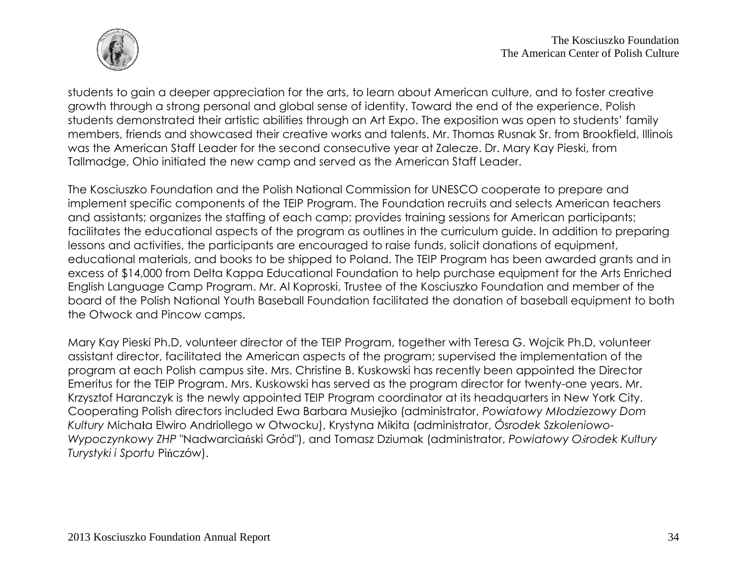students to gain a deeper appreciation for the arts, to learn about American culture, and to foster creative growth through a strong personal and global sense of identity. Toward the end of the experience, Polish students demonstrated their artistic abilities through an Art Expo. The exposition was open to students' family members, friends and showcased their creative works and talents. Mr. Thomas Rusnak Sr. from Brookfield, Illinois was the American Staff Leader for the second consecutive year at Zalecze. Dr. Mary Kay Pieski, from Tallmadge, Ohio initiated the new camp and served as the American Staff Leader.

The Kosciuszko Foundation and the Polish National Commission for UNESCO cooperate to prepare and implement specific components of the TEIP Program. The Foundation recruits and selects American teachers and assistants; organizes the staffing of each camp; provides training sessions for American participants; facilitates the educational aspects of the program as outlines in the curriculum guide. In addition to preparing lessons and activities, the participants are encouraged to raise funds, solicit donations of equipment, educational materials, and books to be shipped to Poland. The TEIP Program has been awarded grants and in excess of $14,000 from Delta Kappa Educational Foundation to help purchase equipment for the Arts Enriched English Language Camp Program. Mr. Al Koproski, Trustee of the Kosciuszko Foundation and member of the board of the Polish National Youth Baseball Foundation facilitated the donation of baseball equipment to both the Otwock and Pincow camps.

Mary Kay Pieski Ph.D, volunteer director of the TEIP Program, together with Teresa G. Wojcik Ph.D, volunteer assistant director, facilitated the American aspects of the program; supervised the implementation of the program at each Polish campus site. Mrs. Christine B. Kuskowski has recently been appointed the Director Emeritus for the TEIP Program. Mrs. Kuskowski has served as the program director for twenty-one years. Mr. Krzysztof Haranczyk is the newly appointed TEIP Program coordinator at its headquarters in New York City. Cooperating Polish directors included Ewa Barbara Musiejko (administrator, *Powiatowy Młodziezowy Dom Kultury* Michała Elwiro Andriollego w Otwocku), Krystyna Mikita (administrator, *Ósrodek Szkoleniowo-Wypoczynkowy ZHP* "Nadwarciański Gród"), and Tomasz Dziumak (administrator, *Powiatowy Ośrodek Kultury Turystyki i Sportu* Pińczów).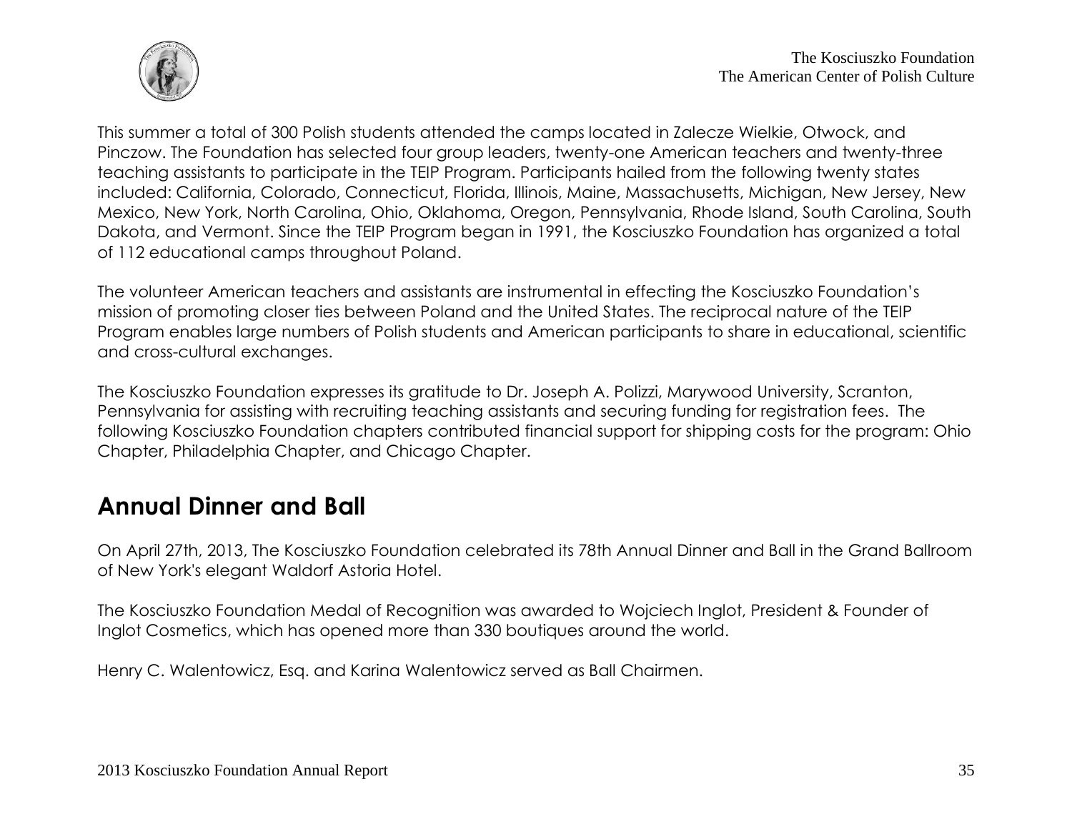This summer a total of 300 Polish students attended the camps located in Zalecze Wielkie, Otwock, and Pinczow. The Foundation has selected four group leaders, twenty-one American teachers and twenty-three teaching assistants to participate in the TEIP Program. Participants hailed from the following twenty states included: California, Colorado, Connecticut, Florida, Illinois, Maine, Massachusetts, Michigan, New Jersey, New Mexico, New York, North Carolina, Ohio, Oklahoma, Oregon, Pennsylvania, Rhode Island, South Carolina, South Dakota, and Vermont. Since the TEIP Program began in 1991, the Kosciuszko Foundation has organized a total of 112 educational camps throughout Poland.

The volunteer American teachers and assistants are instrumental in effecting the Kosciuszko Foundation's mission of promoting closer ties between Poland and the United States. The reciprocal nature of the TEIP Program enables large numbers of Polish students and American participants to share in educational, scientific and cross-cultural exchanges.

The Kosciuszko Foundation expresses its gratitude to Dr. Joseph A. Polizzi, Marywood University, Scranton, Pennsylvania for assisting with recruiting teaching assistants and securing funding for registration fees. The following Kosciuszko Foundation chapters contributed financial support for shipping costs for the program: Ohio Chapter, Philadelphia Chapter, and Chicago Chapter.

## Annual Dinner and Ball

On April 27th, 2013, The Kosciuszko Foundation celebrated its 78th Annual Dinner and Ball in the Grand Ballroom of New York's elegant Waldorf Astoria Hotel.

The Kosciuszko Foundation Medal of Recognition was awarded to Wojciech Inglot, President & Founder of Inglot Cosmetics, which has opened more than 330 boutiques around the world.

Henry C. Walentowicz, Esq. and Karina Walentowicz served as Ball Chairmen.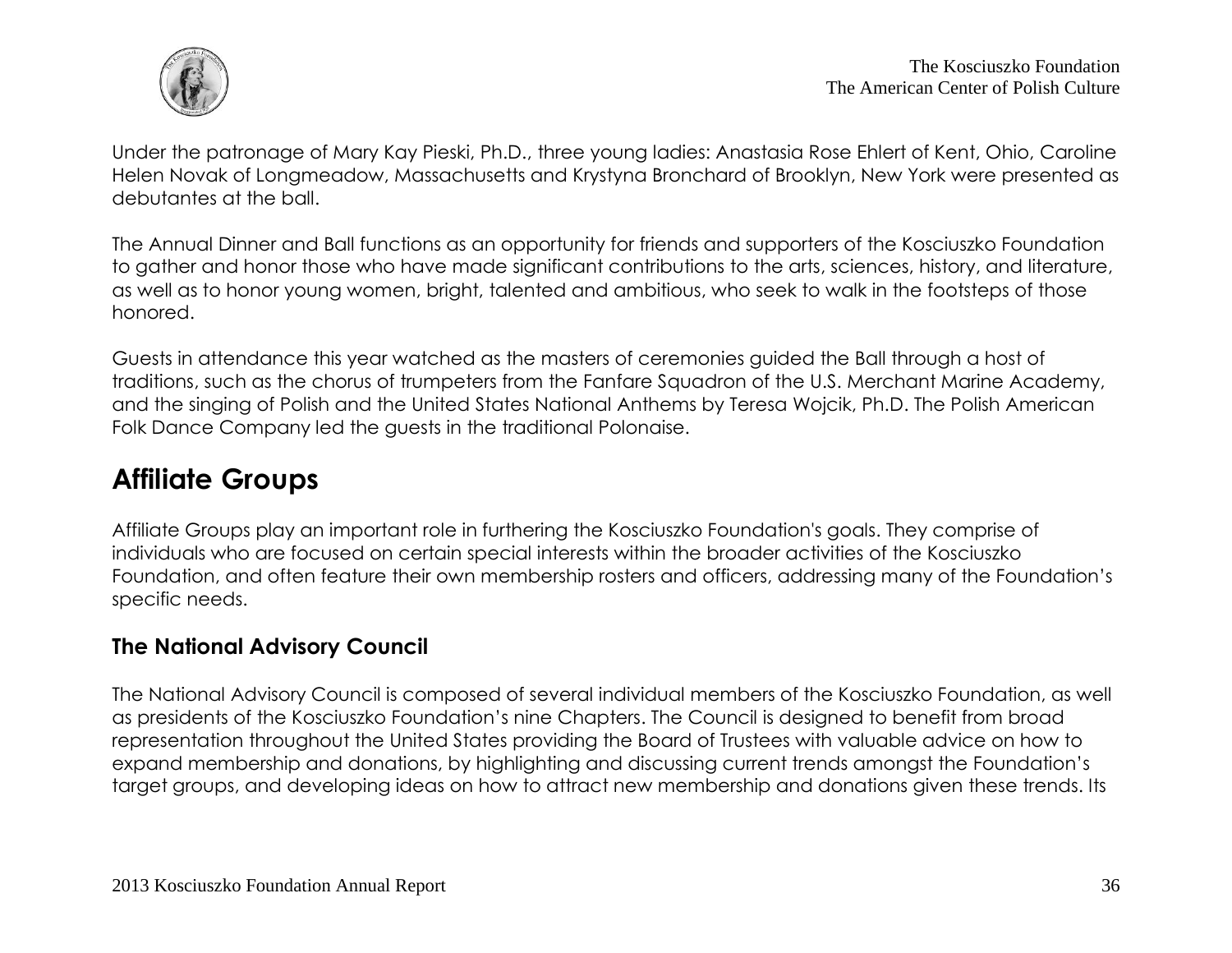Under the patronage of Mary Kay Pieski, Ph.D., three young ladies: Anastasia Rose Ehlert of Kent, Ohio, Caroline Helen Novak of Longmeadow, Massachusetts and Krystyna Bronchard of Brooklyn, New York were presented as debutantes at the ball.

The Annual Dinner and Ball functions as an opportunity for friends and supporters of the Kosciuszko Foundation to gather and honor those who have made significant contributions to the arts, sciences, history, and literature, as well as to honor young women, bright, talented and ambitious, who seek to walk in the footsteps of those honored.

Guests in attendance this year watched as the masters of ceremonies guided the Ball through a host of traditions, such as the chorus of trumpeters from the Fanfare Squadron of the U.S. Merchant Marine Academy, and the singing of Polish and the United States National Anthems by Teresa Wojcik, Ph.D. The Polish American Folk Dance Company led the guests in the traditional Polonaise.

## Affiliate Groups

Affiliate Groups play an important role in furthering the Kosciuszko Foundation's goals. They comprise of individuals who are focused on certain special interests within the broader activities of the Kosciuszko Foundation, and often feature their own membership rosters and officers, addressing many of the Foundation's specific needs.

### The National Advisory Council

The National Advisory Council is composed of several individual members of the Kosciuszko Foundation, as well as presidents of the Kosciuszko Foundation's nine Chapters. The Council is designed to benefit from broad representation throughout the United States providing the Board of Trustees with valuable advice on how to expand membership and donations, by highlighting and discussing current trends amongst the Foundation's target groups, and developing ideas on how to attract new membership and donations given these trends. Its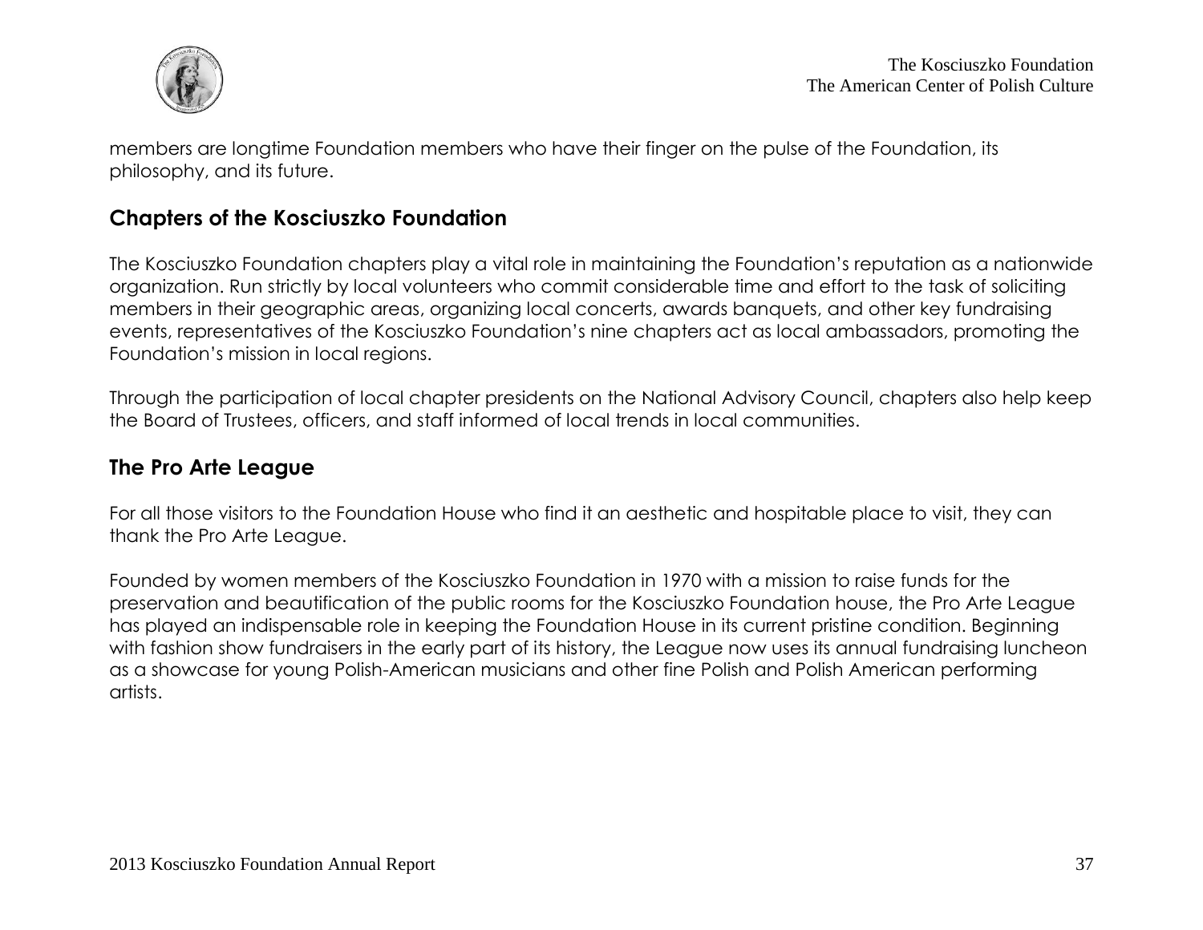members are longtime Foundation members who have their finger on the pulse of the Foundation, its philosophy, and its future.

## Chapters of the Kosciuszko Foundation

The Kosciuszko Foundation chapters play a vital role in maintaining the Foundation's reputation as a nationwide organization. Run strictly by local volunteers who commit considerable time and effort to the task of soliciting members in their geographic areas, organizing local concerts, awards banquets, and other key fundraising events, representatives of the Kosciuszko Foundation's nine chapters act as local ambassadors, promoting the Foundation's mission in local regions.

Through the participation of local chapter presidents on the National Advisory Council, chapters also help keep the Board of Trustees, officers, and staff informed of local trends in local communities.

## The Pro Arte League

For all those visitors to the Foundation House who find it an aesthetic and hospitable place to visit, they can thank the Pro Arte League.

Founded by women members of the Kosciuszko Foundation in 1970 with a mission to raise funds for the preservation and beautification of the public rooms for the Kosciuszko Foundation house, the Pro Arte League has played an indispensable role in keeping the Foundation House in its current pristine condition. Beginning with fashion show fundraisers in the early part of its history, the League now uses its annual fundraising luncheon as a showcase for young Polish-American musicians and other fine Polish and Polish American performing artists.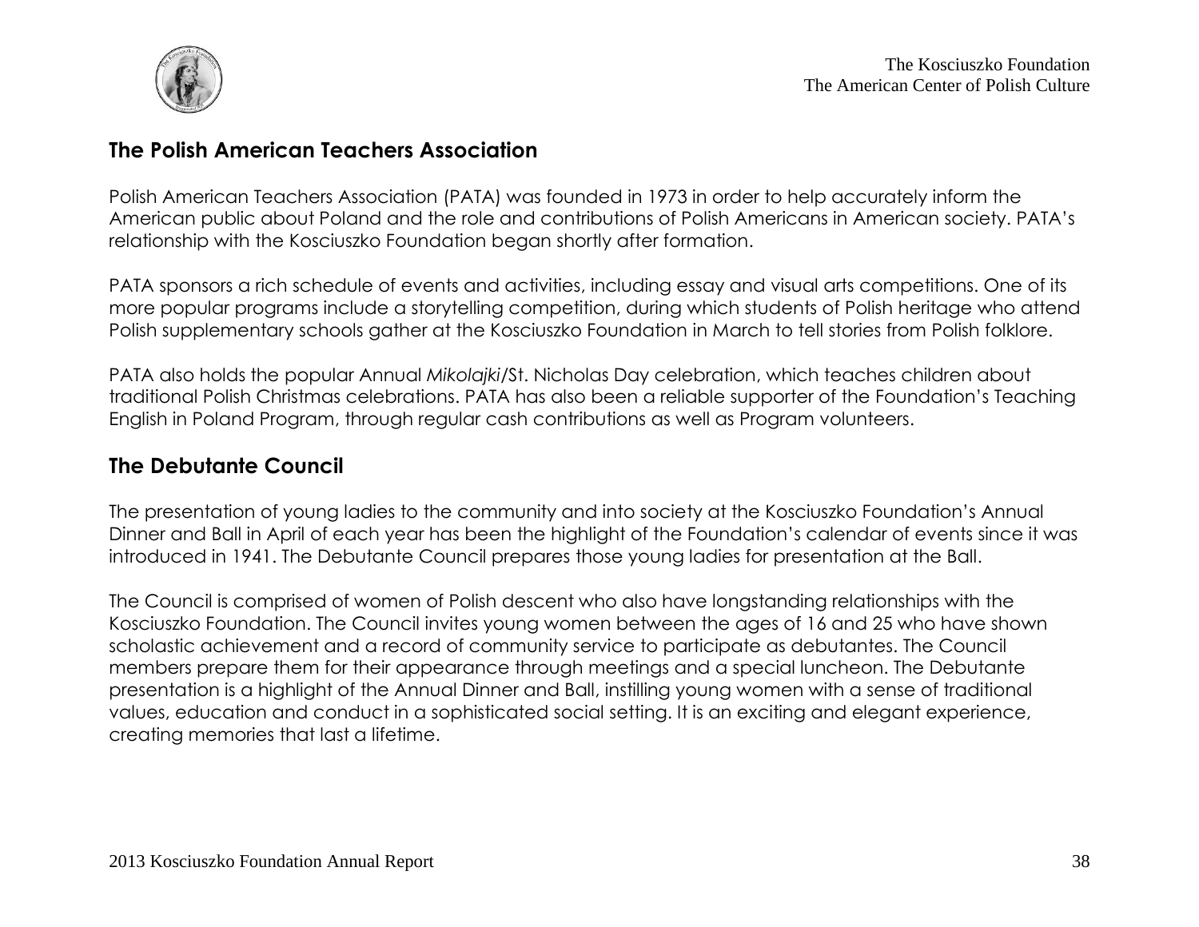## The Polish American Teachers Association

Polish American Teachers Association (PATA) was founded in 1973 in order to help accurately inform the American public about Poland and the role and contributions of Polish Americans in American society. PATA's relationship with the Kosciuszko Foundation began shortly after formation.

PATA sponsors a rich schedule of events and activities, including essay and visual arts competitions. One of its more popular programs include a storytelling competition, during which students of Polish heritage who attend Polish supplementary schools gather at the Kosciuszko Foundation in March to tell stories from Polish folklore.

PATA also holds the popular Annual *Mikolajki*/St. Nicholas Day celebration, which teaches children about traditional Polish Christmas celebrations. PATA has also been a reliable supporter of the Foundation's Teaching English in Poland Program, through regular cash contributions as well as Program volunteers.

## The Debutante Council

The presentation of young ladies to the community and into society at the Kosciuszko Foundation's Annual Dinner and Ball in April of each year has been the highlight of the Foundation's calendar of events since it was introduced in 1941. The Debutante Council prepares those young ladies for presentation at the Ball.

The Council is comprised of women of Polish descent who also have longstanding relationships with the Kosciuszko Foundation. The Council invites young women between the ages of 16 and 25 who have shown scholastic achievement and a record of community service to participate as debutantes. The Council members prepare them for their appearance through meetings and a special luncheon. The Debutante presentation is a highlight of the Annual Dinner and Ball, instilling young women with a sense of traditional values, education and conduct in a sophisticated social setting. It is an exciting and elegant experience, creating memories that last a lifetime.